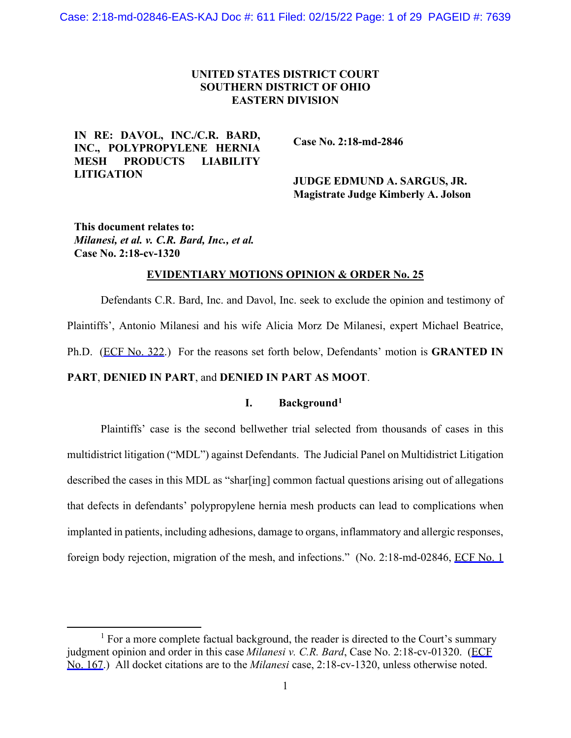**UNITED STATES DISTRICT COURT**
**SOUTHERN DISTRICT OF OHIO**
**EASTERN DIVISION**

**IN RE: DAVOL, INC./C.R. BARD, INC., POLYPROPYLENE HERNIA MESH PRODUCTS LIABILITY LITIGATION**

**Case No. 2:18-md-2846**

**JUDGE EDMUND A. SARGUS, JR.**
**Magistrate Judge Kimberly A. Jolson**

**This document relates to:**
***Milanesi, et al. v. C.R. Bard, Inc., et al.***
**Case No. 2:18-cv-1320**

**EVIDENTIARY MOTIONS OPINION & ORDER No. 25**

Defendants C.R. Bard, Inc. and Davol, Inc. seek to exclude the opinion and testimony of Plaintiffs', Antonio Milanesi and his wife Alicia Morz De Milanesi, expert Michael Beatrice, Ph.D. (ECF No. 322.) For the reasons set forth below, Defendants' motion is **GRANTED IN PART**, **DENIED IN PART**, and **DENIED IN PART AS MOOT**.

## I. Background[1]

Plaintiffs' case is the second bellwether trial selected from thousands of cases in this multidistrict litigation ("MDL") against Defendants. The Judicial Panel on Multidistrict Litigation described the cases in this MDL as "shar[ing] common factual questions arising out of allegations that defects in defendants' polypropylene hernia mesh products can lead to complications when implanted in patients, including adhesions, damage to organs, inflammatory and allergic responses, foreign body rejection, migration of the mesh, and infections." (No. 2:18-md-02846, ECF No. 1

[1] For a more complete factual background, the reader is directed to the Court's summary judgment opinion and order in this case *Milanesi v. C.R. Bard*, Case No. 2:18-cv-01320. (ECF No. 167.) All docket citations are to the *Milanesi* case, 2:18-cv-1320, unless otherwise noted.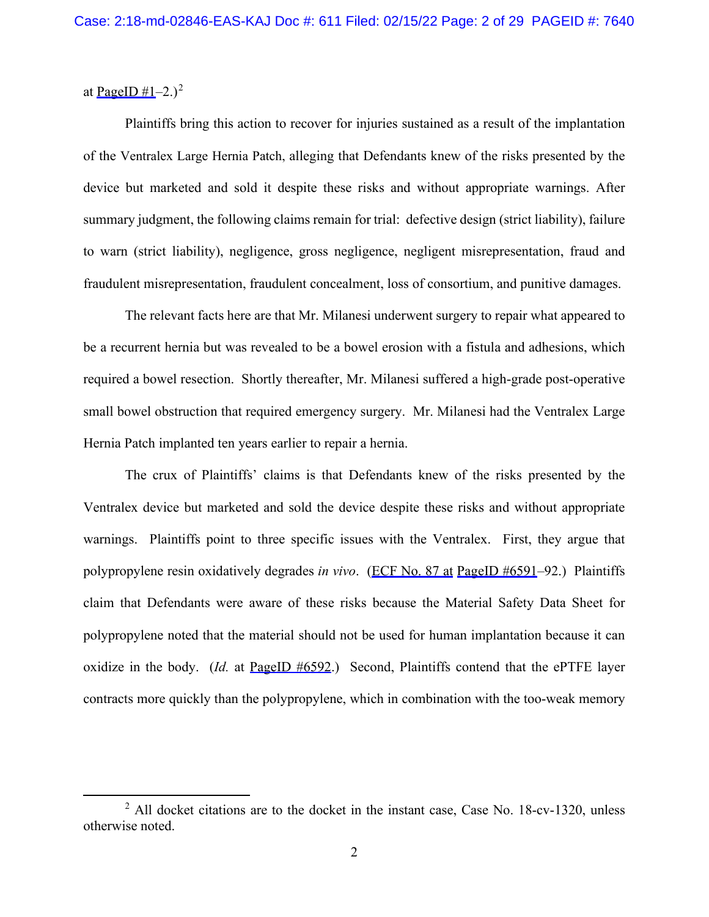at PageID #1–2.)[2]

Plaintiffs bring this action to recover for injuries sustained as a result of the implantation of the Ventralex Large Hernia Patch, alleging that Defendants knew of the risks presented by the device but marketed and sold it despite these risks and without appropriate warnings. After summary judgment, the following claims remain for trial: defective design (strict liability), failure to warn (strict liability), negligence, gross negligence, negligent misrepresentation, fraud and fraudulent misrepresentation, fraudulent concealment, loss of consortium, and punitive damages.

The relevant facts here are that Mr. Milanesi underwent surgery to repair what appeared to be a recurrent hernia but was revealed to be a bowel erosion with a fistula and adhesions, which required a bowel resection. Shortly thereafter, Mr. Milanesi suffered a high-grade post-operative small bowel obstruction that required emergency surgery. Mr. Milanesi had the Ventralex Large Hernia Patch implanted ten years earlier to repair a hernia.

The crux of Plaintiffs' claims is that Defendants knew of the risks presented by the Ventralex device but marketed and sold the device despite these risks and without appropriate warnings. Plaintiffs point to three specific issues with the Ventralex. First, they argue that polypropylene resin oxidatively degrades *in vivo*. (ECF No. 87 at PageID #6591–92.) Plaintiffs claim that Defendants were aware of these risks because the Material Safety Data Sheet for polypropylene noted that the material should not be used for human implantation because it can oxidize in the body. (*Id.* at PageID #6592.) Second, Plaintiffs contend that the ePTFE layer contracts more quickly than the polypropylene, which in combination with the too-weak memory

[2] All docket citations are to the docket in the instant case, Case No. 18-cv-1320, unless otherwise noted.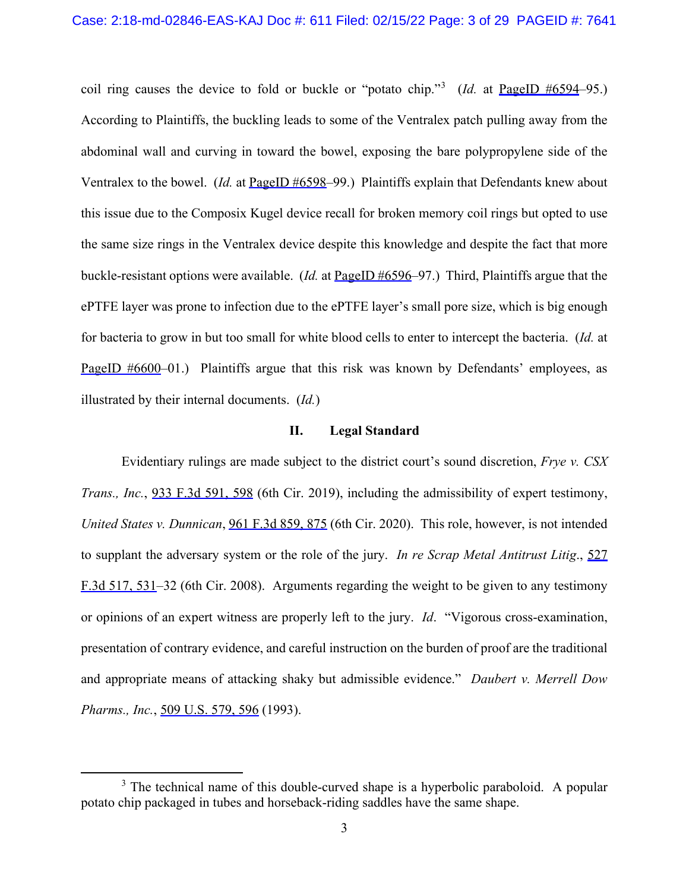coil ring causes the device to fold or buckle or "potato chip."[3] (*Id.* at PageID #6594–95.) According to Plaintiffs, the buckling leads to some of the Ventralex patch pulling away from the abdominal wall and curving in toward the bowel, exposing the bare polypropylene side of the Ventralex to the bowel. (*Id.* at PageID #6598–99.) Plaintiffs explain that Defendants knew about this issue due to the Composix Kugel device recall for broken memory coil rings but opted to use the same size rings in the Ventralex device despite this knowledge and despite the fact that more buckle-resistant options were available. (*Id.* at PageID #6596–97.) Third, Plaintiffs argue that the ePTFE layer was prone to infection due to the ePTFE layer's small pore size, which is big enough for bacteria to grow in but too small for white blood cells to enter to intercept the bacteria. (*Id.* at PageID #6600–01.) Plaintiffs argue that this risk was known by Defendants' employees, as illustrated by their internal documents. (*Id.*)

## II. Legal Standard

Evidentiary rulings are made subject to the district court's sound discretion, *Frye v. CSX Trans., Inc.*, 933 F.3d 591, 598 (6th Cir. 2019), including the admissibility of expert testimony, *United States v. Dunnican*, 961 F.3d 859, 875 (6th Cir. 2020). This role, however, is not intended to supplant the adversary system or the role of the jury. *In re Scrap Metal Antitrust Litig*., 527 F.3d 517, 531–32 (6th Cir. 2008). Arguments regarding the weight to be given to any testimony or opinions of an expert witness are properly left to the jury. *Id*. "Vigorous cross-examination, presentation of contrary evidence, and careful instruction on the burden of proof are the traditional and appropriate means of attacking shaky but admissible evidence." *Daubert v. Merrell Dow Pharms., Inc.*, 509 U.S. 579, 596 (1993).

---

[3] The technical name of this double-curved shape is a hyperbolic paraboloid. A popular potato chip packaged in tubes and horseback-riding saddles have the same shape.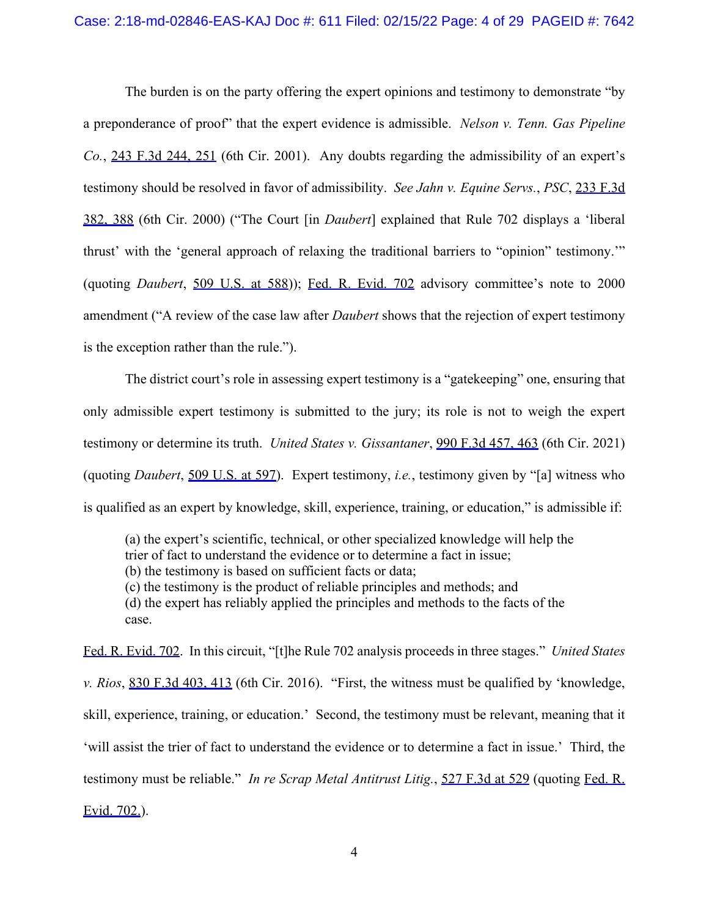The burden is on the party offering the expert opinions and testimony to demonstrate "by a preponderance of proof" that the expert evidence is admissible. *Nelson v. Tenn. Gas Pipeline Co.*, 243 F.3d 244, 251 (6th Cir. 2001). Any doubts regarding the admissibility of an expert's testimony should be resolved in favor of admissibility. *See Jahn v. Equine Servs., PSC*, 233 F.3d 382, 388 (6th Cir. 2000) ("The Court [in *Daubert*] explained that Rule 702 displays a 'liberal thrust' with the 'general approach of relaxing the traditional barriers to "opinion" testimony.'" (quoting *Daubert*, 509 U.S. at 588)); Fed. R. Evid. 702 advisory committee's note to 2000 amendment ("A review of the case law after *Daubert* shows that the rejection of expert testimony is the exception rather than the rule.").

The district court's role in assessing expert testimony is a "gatekeeping" one, ensuring that only admissible expert testimony is submitted to the jury; its role is not to weigh the expert testimony or determine its truth. *United States v. Gissantaner*, 990 F.3d 457, 463 (6th Cir. 2021) (quoting *Daubert*, 509 U.S. at 597). Expert testimony, *i.e.*, testimony given by "[a] witness who is qualified as an expert by knowledge, skill, experience, training, or education," is admissible if:

> (a) the expert's scientific, technical, or other specialized knowledge will help the trier of fact to understand the evidence or to determine a fact in issue;
> (b) the testimony is based on sufficient facts or data;
> (c) the testimony is the product of reliable principles and methods; and
> (d) the expert has reliably applied the principles and methods to the facts of the case.

Fed. R. Evid. 702. In this circuit, "[t]he Rule 702 analysis proceeds in three stages." *United States v. Rios*, 830 F.3d 403, 413 (6th Cir. 2016). "First, the witness must be qualified by 'knowledge, skill, experience, training, or education.' Second, the testimony must be relevant, meaning that it 'will assist the trier of fact to understand the evidence or to determine a fact in issue.' Third, the testimony must be reliable." *In re Scrap Metal Antitrust Litig.*, 527 F.3d at 529 (quoting Fed. R. Evid. 702.).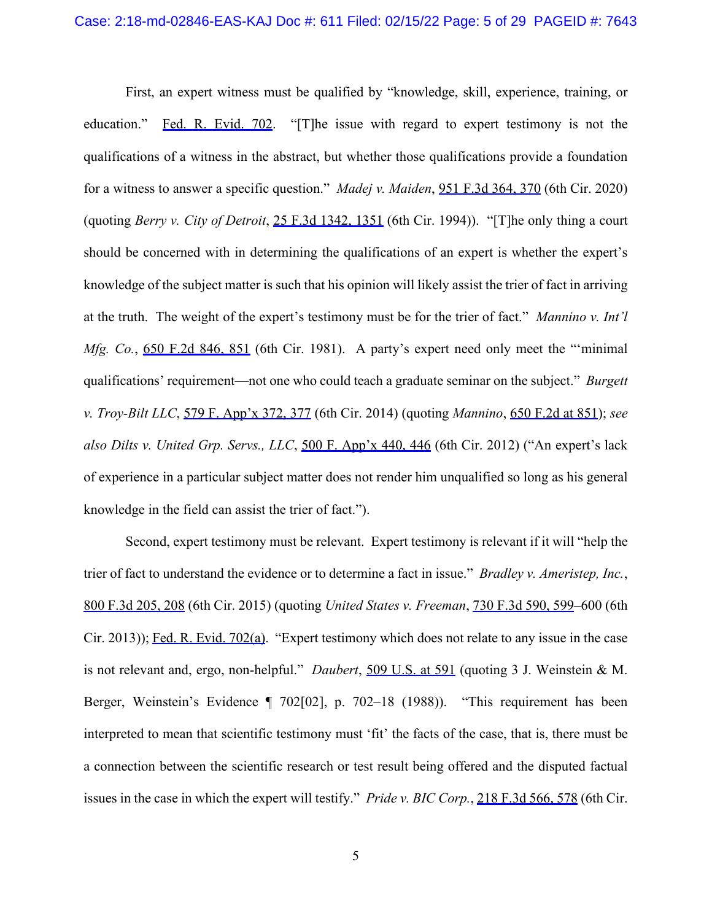First, an expert witness must be qualified by "knowledge, skill, experience, training, or education." Fed. R. Evid. 702. "[T]he issue with regard to expert testimony is not the qualifications of a witness in the abstract, but whether those qualifications provide a foundation for a witness to answer a specific question." *Madej v. Maiden*, 951 F.3d 364, 370 (6th Cir. 2020) (quoting *Berry v. City of Detroit*, 25 F.3d 1342, 1351 (6th Cir. 1994)). "[T]he only thing a court should be concerned with in determining the qualifications of an expert is whether the expert's knowledge of the subject matter is such that his opinion will likely assist the trier of fact in arriving at the truth. The weight of the expert's testimony must be for the trier of fact." *Mannino v. Int'l Mfg. Co.*, 650 F.2d 846, 851 (6th Cir. 1981). A party's expert need only meet the "'minimal qualifications' requirement—not one who could teach a graduate seminar on the subject." *Burgett v. Troy-Bilt LLC*, 579 F. App'x 372, 377 (6th Cir. 2014) (quoting *Mannino*, 650 F.2d at 851); *see also Dilts v. United Grp. Servs., LLC*, 500 F. App'x 440, 446 (6th Cir. 2012) ("An expert's lack of experience in a particular subject matter does not render him unqualified so long as his general knowledge in the field can assist the trier of fact.").

Second, expert testimony must be relevant. Expert testimony is relevant if it will "help the trier of fact to understand the evidence or to determine a fact in issue." *Bradley v. Ameristep, Inc.*, 800 F.3d 205, 208 (6th Cir. 2015) (quoting *United States v. Freeman*, 730 F.3d 590, 599–600 (6th Cir. 2013)); Fed. R. Evid. 702(a). "Expert testimony which does not relate to any issue in the case is not relevant and, ergo, non-helpful." *Daubert*, 509 U.S. at 591 (quoting 3 J. Weinstein & M. Berger, Weinstein's Evidence ¶ 702[02], p. 702–18 (1988)). "This requirement has been interpreted to mean that scientific testimony must 'fit' the facts of the case, that is, there must be a connection between the scientific research or test result being offered and the disputed factual issues in the case in which the expert will testify." *Pride v. BIC Corp.*, 218 F.3d 566, 578 (6th Cir.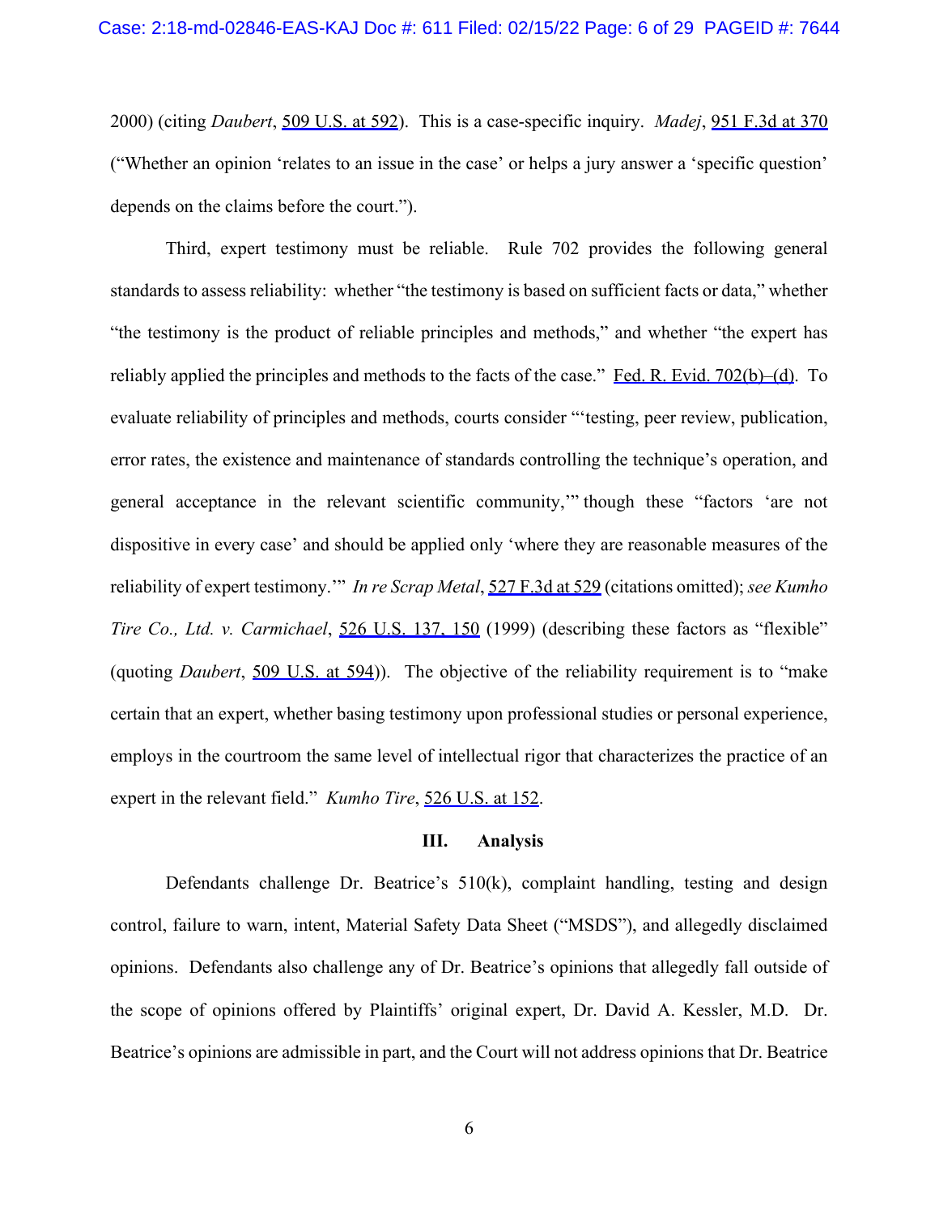2000) (citing *Daubert*, 509 U.S. at 592). This is a case-specific inquiry. *Madej*, 951 F.3d at 370 ("Whether an opinion 'relates to an issue in the case' or helps a jury answer a 'specific question' depends on the claims before the court.").

Third, expert testimony must be reliable. Rule 702 provides the following general standards to assess reliability: whether "the testimony is based on sufficient facts or data," whether "the testimony is the product of reliable principles and methods," and whether "the expert has reliably applied the principles and methods to the facts of the case." Fed. R. Evid. 702(b)–(d). To evaluate reliability of principles and methods, courts consider "'testing, peer review, publication, error rates, the existence and maintenance of standards controlling the technique's operation, and general acceptance in the relevant scientific community,'" though these "factors 'are not dispositive in every case' and should be applied only 'where they are reasonable measures of the reliability of expert testimony.'" *In re Scrap Metal*, 527 F.3d at 529 (citations omitted); *see Kumho Tire Co., Ltd. v. Carmichael*, 526 U.S. 137, 150 (1999) (describing these factors as "flexible" (quoting *Daubert*, 509 U.S. at 594)). The objective of the reliability requirement is to "make certain that an expert, whether basing testimony upon professional studies or personal experience, employs in the courtroom the same level of intellectual rigor that characterizes the practice of an expert in the relevant field." *Kumho Tire*, 526 U.S. at 152.

## III. Analysis

Defendants challenge Dr. Beatrice's 510(k), complaint handling, testing and design control, failure to warn, intent, Material Safety Data Sheet ("MSDS"), and allegedly disclaimed opinions. Defendants also challenge any of Dr. Beatrice's opinions that allegedly fall outside of the scope of opinions offered by Plaintiffs' original expert, Dr. David A. Kessler, M.D. Dr. Beatrice's opinions are admissible in part, and the Court will not address opinions that Dr. Beatrice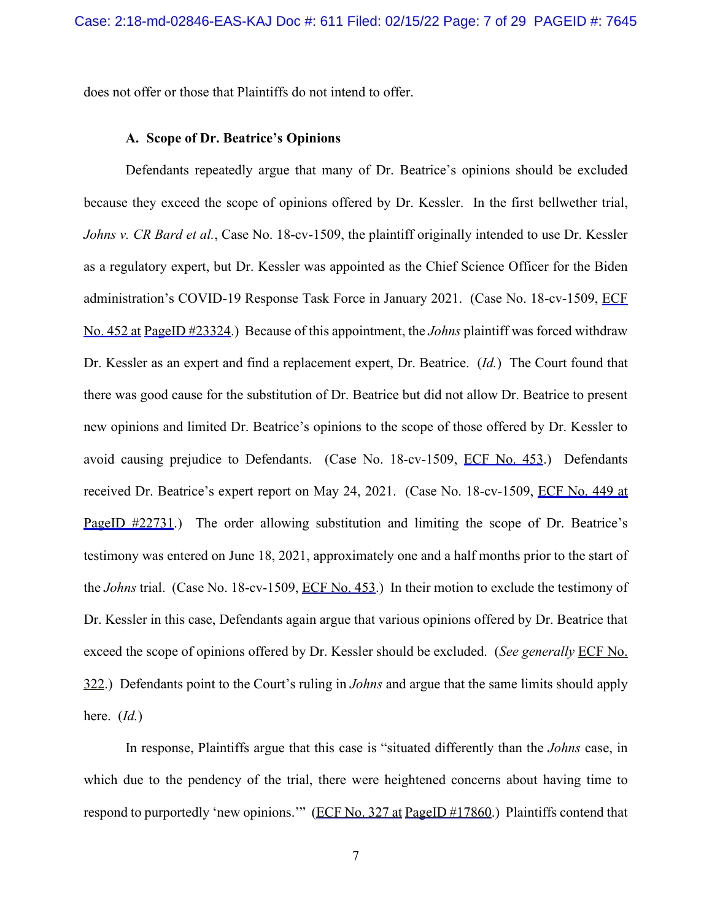does not offer or those that Plaintiffs do not intend to offer.

### A. Scope of Dr. Beatrice's Opinions

Defendants repeatedly argue that many of Dr. Beatrice's opinions should be excluded because they exceed the scope of opinions offered by Dr. Kessler. In the first bellwether trial, *Johns v. CR Bard et al.*, Case No. 18-cv-1509, the plaintiff originally intended to use Dr. Kessler as a regulatory expert, but Dr. Kessler was appointed as the Chief Science Officer for the Biden administration's COVID-19 Response Task Force in January 2021. (Case No. 18-cv-1509, ECF No. 452 at PageID #23324.) Because of this appointment, the *Johns* plaintiff was forced withdraw Dr. Kessler as an expert and find a replacement expert, Dr. Beatrice. (*Id.*) The Court found that there was good cause for the substitution of Dr. Beatrice but did not allow Dr. Beatrice to present new opinions and limited Dr. Beatrice's opinions to the scope of those offered by Dr. Kessler to avoid causing prejudice to Defendants. (Case No. 18-cv-1509, ECF No. 453.) Defendants received Dr. Beatrice's expert report on May 24, 2021. (Case No. 18-cv-1509, ECF No. 449 at PageID #22731.) The order allowing substitution and limiting the scope of Dr. Beatrice's testimony was entered on June 18, 2021, approximately one and a half months prior to the start of the *Johns* trial. (Case No. 18-cv-1509, ECF No. 453.) In their motion to exclude the testimony of Dr. Kessler in this case, Defendants again argue that various opinions offered by Dr. Beatrice that exceed the scope of opinions offered by Dr. Kessler should be excluded. (*See generally* ECF No. 322.) Defendants point to the Court's ruling in *Johns* and argue that the same limits should apply here. (*Id.*)

In response, Plaintiffs argue that this case is "situated differently than the *Johns* case, in which due to the pendency of the trial, there were heightened concerns about having time to respond to purportedly 'new opinions.'" (ECF No. 327 at PageID #17860.) Plaintiffs contend that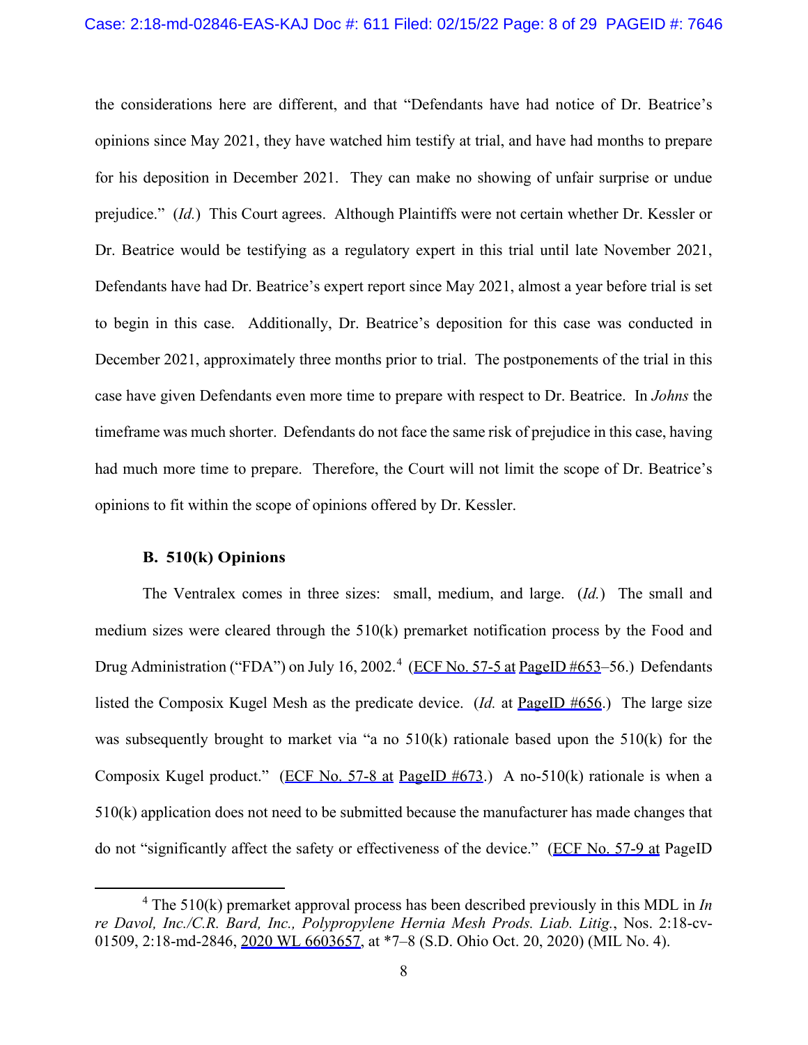the considerations here are different, and that "Defendants have had notice of Dr. Beatrice's opinions since May 2021, they have watched him testify at trial, and have had months to prepare for his deposition in December 2021. They can make no showing of unfair surprise or undue prejudice." (*Id.*) This Court agrees. Although Plaintiffs were not certain whether Dr. Kessler or Dr. Beatrice would be testifying as a regulatory expert in this trial until late November 2021, Defendants have had Dr. Beatrice's expert report since May 2021, almost a year before trial is set to begin in this case. Additionally, Dr. Beatrice's deposition for this case was conducted in December 2021, approximately three months prior to trial. The postponements of the trial in this case have given Defendants even more time to prepare with respect to Dr. Beatrice. In *Johns* the timeframe was much shorter. Defendants do not face the same risk of prejudice in this case, having had much more time to prepare. Therefore, the Court will not limit the scope of Dr. Beatrice's opinions to fit within the scope of opinions offered by Dr. Kessler.

**B. 510(k) Opinions**

The Ventralex comes in three sizes: small, medium, and large. (*Id.*) The small and medium sizes were cleared through the 510(k) premarket notification process by the Food and Drug Administration ("FDA") on July 16, 2002.[4] (ECF No. 57-5 at PageID #653–56.) Defendants listed the Composix Kugel Mesh as the predicate device. (*Id.* at PageID #656.) The large size was subsequently brought to market via "a no 510(k) rationale based upon the 510(k) for the Composix Kugel product." (ECF No. 57-8 at PageID #673.) A no-510(k) rationale is when a 510(k) application does not need to be submitted because the manufacturer has made changes that do not "significantly affect the safety or effectiveness of the device." (ECF No. 57-9 at PageID

---

[4] The 510(k) premarket approval process has been described previously in this MDL in *In re Davol, Inc./C.R. Bard, Inc., Polypropylene Hernia Mesh Prods. Liab. Litig.*, Nos. 2:18-cv-01509, 2:18-md-2846, 2020 WL 6603657, at *7–8 (S.D. Ohio Oct. 20, 2020) (MIL No. 4).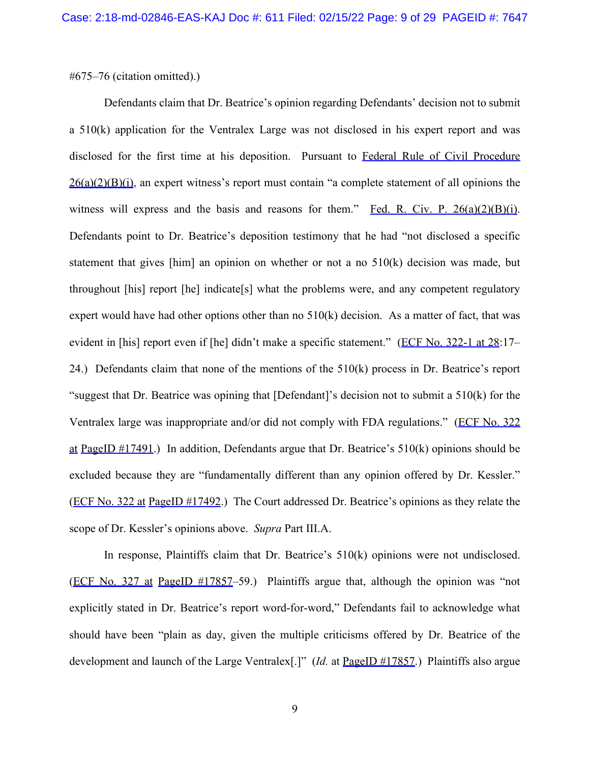#675–76 (citation omitted).)

Defendants claim that Dr. Beatrice's opinion regarding Defendants' decision not to submit a 510(k) application for the Ventralex Large was not disclosed in his expert report and was disclosed for the first time at his deposition. Pursuant to Federal Rule of Civil Procedure 26(a)(2)(B)(i), an expert witness's report must contain "a complete statement of all opinions the witness will express and the basis and reasons for them." Fed. R. Civ. P. 26(a)(2)(B)(i). Defendants point to Dr. Beatrice's deposition testimony that he had "not disclosed a specific statement that gives [him] an opinion on whether or not a no 510(k) decision was made, but throughout [his] report [he] indicate[s] what the problems were, and any competent regulatory expert would have had other options other than no 510(k) decision. As a matter of fact, that was evident in [his] report even if [he] didn't make a specific statement." (ECF No. 322-1 at 28:17–24.) Defendants claim that none of the mentions of the 510(k) process in Dr. Beatrice's report "suggest that Dr. Beatrice was opining that [Defendant]'s decision not to submit a 510(k) for the Ventralex large was inappropriate and/or did not comply with FDA regulations." (ECF No. 322 at PageID #17491.) In addition, Defendants argue that Dr. Beatrice's 510(k) opinions should be excluded because they are "fundamentally different than any opinion offered by Dr. Kessler." (ECF No. 322 at PageID #17492.) The Court addressed Dr. Beatrice's opinions as they relate the scope of Dr. Kessler's opinions above. *Supra* Part III.A.

In response, Plaintiffs claim that Dr. Beatrice's 510(k) opinions were not undisclosed. (ECF No. 327 at PageID #17857–59.) Plaintiffs argue that, although the opinion was "not explicitly stated in Dr. Beatrice's report word-for-word," Defendants fail to acknowledge what should have been "plain as day, given the multiple criticisms offered by Dr. Beatrice of the development and launch of the Large Ventralex[.]" (*Id.* at PageID #17857.) Plaintiffs also argue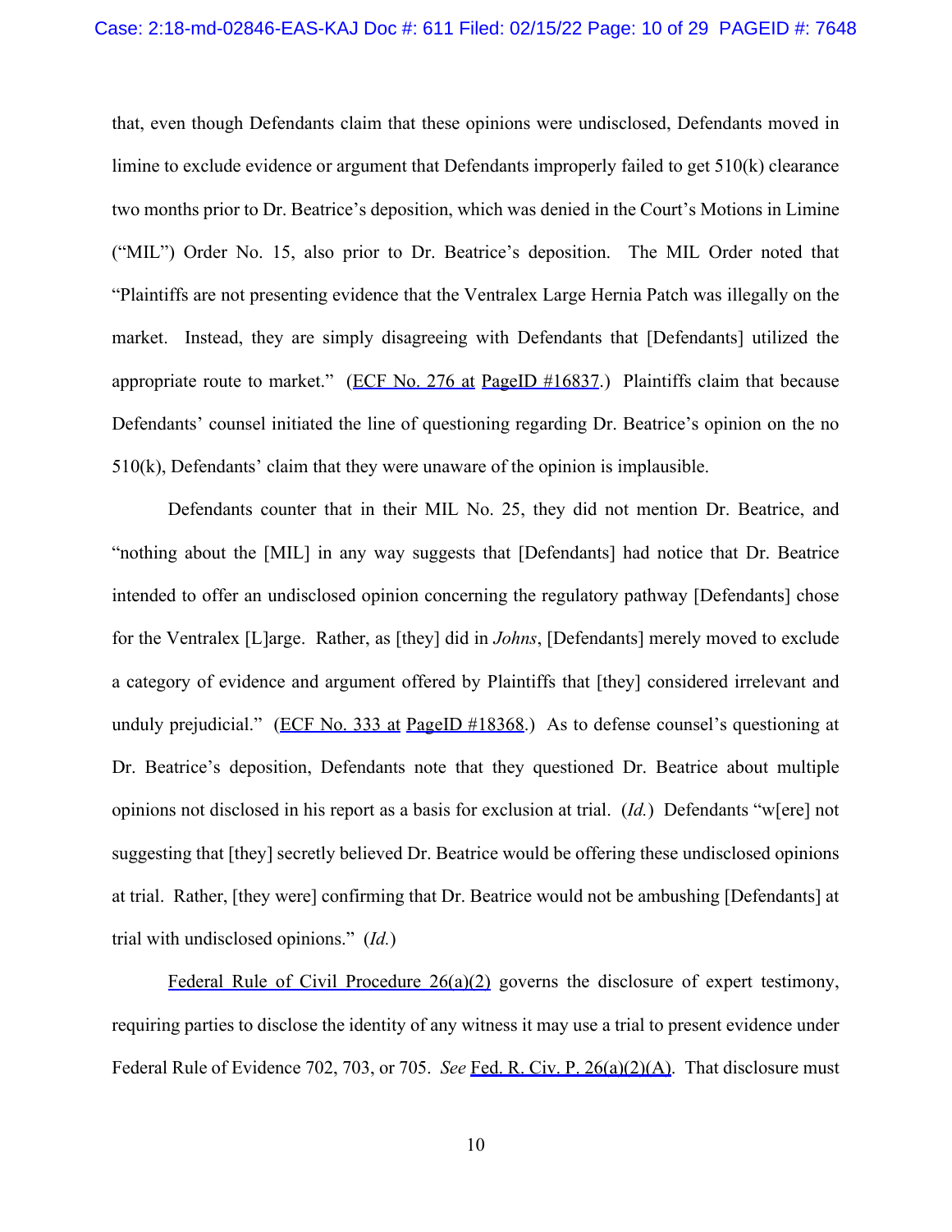that, even though Defendants claim that these opinions were undisclosed, Defendants moved in limine to exclude evidence or argument that Defendants improperly failed to get 510(k) clearance two months prior to Dr. Beatrice's deposition, which was denied in the Court's Motions in Limine ("MIL") Order No. 15, also prior to Dr. Beatrice's deposition. The MIL Order noted that "Plaintiffs are not presenting evidence that the Ventralex Large Hernia Patch was illegally on the market. Instead, they are simply disagreeing with Defendants that [Defendants] utilized the appropriate route to market." (ECF No. 276 at PageID #16837.) Plaintiffs claim that because Defendants' counsel initiated the line of questioning regarding Dr. Beatrice's opinion on the no 510(k), Defendants' claim that they were unaware of the opinion is implausible.

Defendants counter that in their MIL No. 25, they did not mention Dr. Beatrice, and "nothing about the [MIL] in any way suggests that [Defendants] had notice that Dr. Beatrice intended to offer an undisclosed opinion concerning the regulatory pathway [Defendants] chose for the Ventralex [L]arge. Rather, as [they] did in *Johns*, [Defendants] merely moved to exclude a category of evidence and argument offered by Plaintiffs that [they] considered irrelevant and unduly prejudicial." (ECF No. 333 at PageID #18368.) As to defense counsel's questioning at Dr. Beatrice's deposition, Defendants note that they questioned Dr. Beatrice about multiple opinions not disclosed in his report as a basis for exclusion at trial. (*Id.*) Defendants "w[ere] not suggesting that [they] secretly believed Dr. Beatrice would be offering these undisclosed opinions at trial. Rather, [they were] confirming that Dr. Beatrice would not be ambushing [Defendants] at trial with undisclosed opinions." (*Id.*)

Federal Rule of Civil Procedure 26(a)(2) governs the disclosure of expert testimony, requiring parties to disclose the identity of any witness it may use a trial to present evidence under Federal Rule of Evidence 702, 703, or 705. *See* Fed. R. Civ. P. 26(a)(2)(A). That disclosure must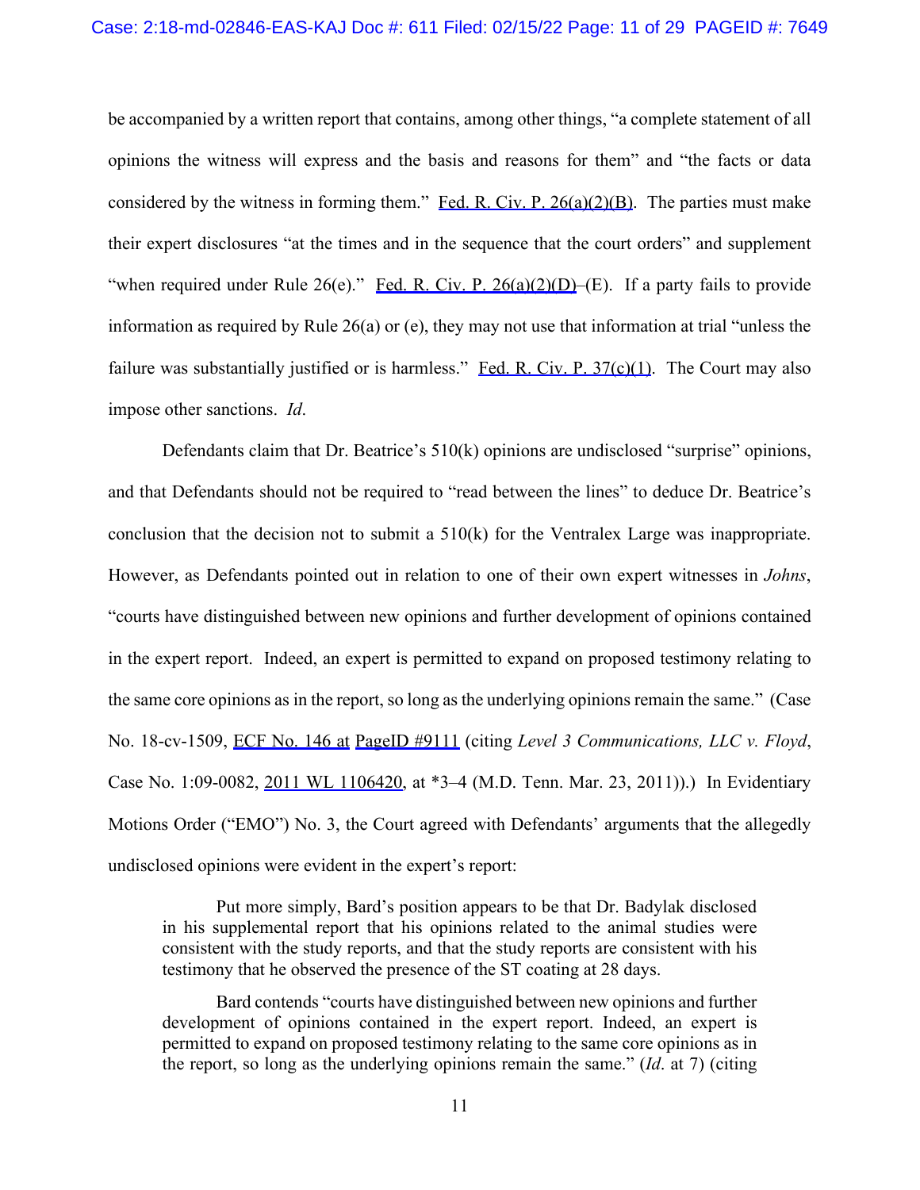be accompanied by a written report that contains, among other things, "a complete statement of all opinions the witness will express and the basis and reasons for them" and "the facts or data considered by the witness in forming them." Fed. R. Civ. P. 26(a)(2)(B). The parties must make their expert disclosures "at the times and in the sequence that the court orders" and supplement "when required under Rule 26(e)." Fed. R. Civ. P. 26(a)(2)(D)–(E). If a party fails to provide information as required by Rule 26(a) or (e), they may not use that information at trial "unless the failure was substantially justified or is harmless." Fed. R. Civ. P. 37(c)(1). The Court may also impose other sanctions. *Id*.

Defendants claim that Dr. Beatrice's 510(k) opinions are undisclosed "surprise" opinions, and that Defendants should not be required to "read between the lines" to deduce Dr. Beatrice's conclusion that the decision not to submit a 510(k) for the Ventralex Large was inappropriate. However, as Defendants pointed out in relation to one of their own expert witnesses in *Johns*, "courts have distinguished between new opinions and further development of opinions contained in the expert report. Indeed, an expert is permitted to expand on proposed testimony relating to the same core opinions as in the report, so long as the underlying opinions remain the same." (Case No. 18-cv-1509, ECF No. 146 at PageID #9111 (citing *Level 3 Communications, LLC v. Floyd*, Case No. 1:09-0082, 2011 WL 1106420, at *3–4 (M.D. Tenn. Mar. 23, 2011)).) In Evidentiary Motions Order ("EMO") No. 3, the Court agreed with Defendants' arguments that the allegedly undisclosed opinions were evident in the expert's report:

> Put more simply, Bard's position appears to be that Dr. Badylak disclosed in his supplemental report that his opinions related to the animal studies were consistent with the study reports, and that the study reports are consistent with his testimony that he observed the presence of the ST coating at 28 days.
>
> Bard contends "courts have distinguished between new opinions and further development of opinions contained in the expert report. Indeed, an expert is permitted to expand on proposed testimony relating to the same core opinions as in the report, so long as the underlying opinions remain the same." (*Id*. at 7) (citing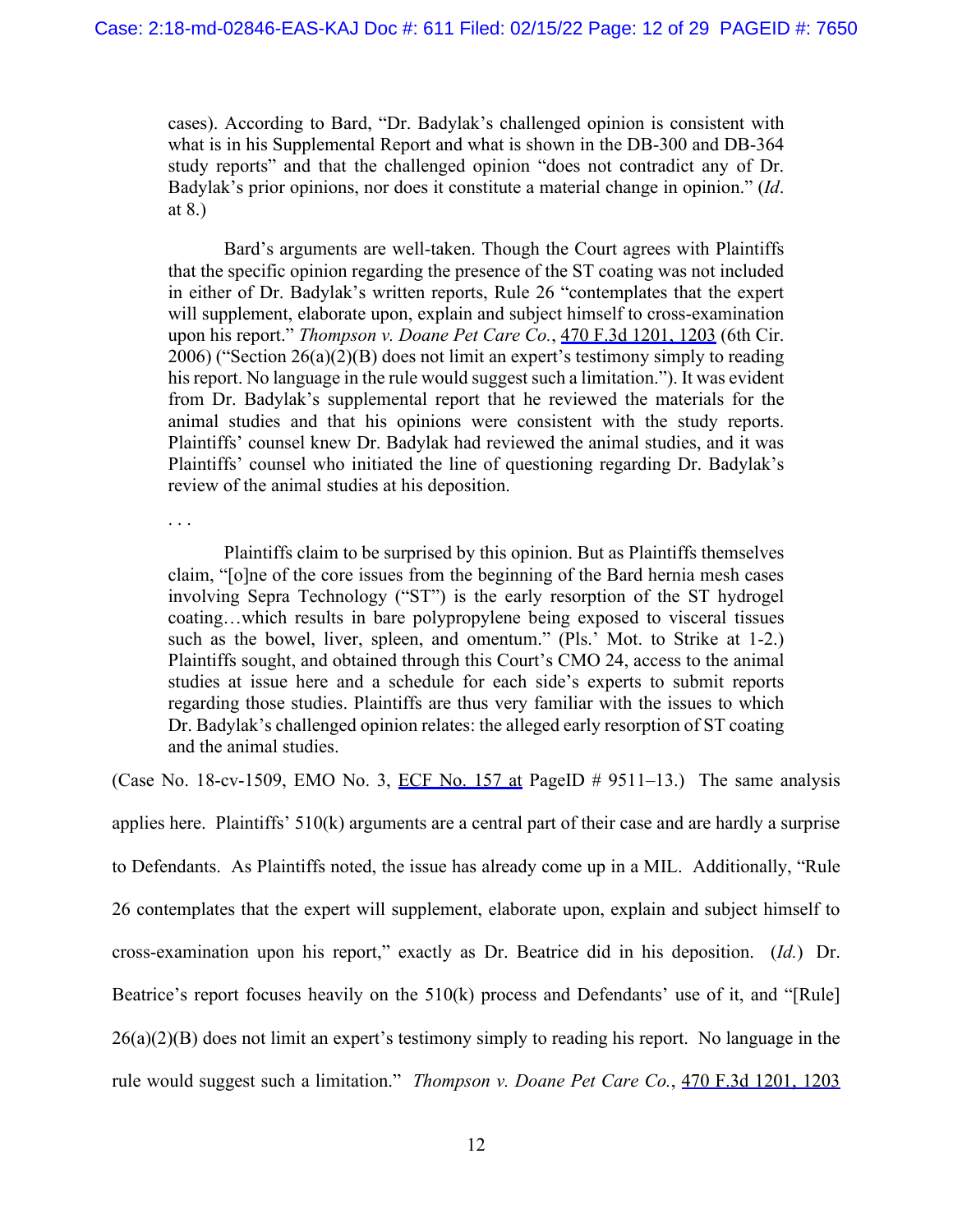> cases). According to Bard, "Dr. Badylak's challenged opinion is consistent with what is in his Supplemental Report and what is shown in the DB-300 and DB-364 study reports" and that the challenged opinion "does not contradict any of Dr. Badylak's prior opinions, nor does it constitute a material change in opinion." (*Id.* at 8.)
>
> Bard's arguments are well-taken. Though the Court agrees with Plaintiffs that the specific opinion regarding the presence of the ST coating was not included in either of Dr. Badylak's written reports, Rule 26 "contemplates that the expert will supplement, elaborate upon, explain and subject himself to cross-examination upon his report." *Thompson v. Doane Pet Care Co.*, 470 F.3d 1201, 1203 (6th Cir. 2006) ("Section 26(a)(2)(B) does not limit an expert's testimony simply to reading his report. No language in the rule would suggest such a limitation."). It was evident from Dr. Badylak's supplemental report that he reviewed the materials for the animal studies and that his opinions were consistent with the study reports. Plaintiffs' counsel knew Dr. Badylak had reviewed the animal studies, and it was Plaintiffs' counsel who initiated the line of questioning regarding Dr. Badylak's review of the animal studies at his deposition.
>
> . . .
>
> Plaintiffs claim to be surprised by this opinion. But as Plaintiffs themselves claim, "[o]ne of the core issues from the beginning of the Bard hernia mesh cases involving Sepra Technology ("ST") is the early resorption of the ST hydrogel coating…which results in bare polypropylene being exposed to visceral tissues such as the bowel, liver, spleen, and omentum." (Pls.' Mot. to Strike at 1-2.) Plaintiffs sought, and obtained through this Court's CMO 24, access to the animal studies at issue here and a schedule for each side's experts to submit reports regarding those studies. Plaintiffs are thus very familiar with the issues to which Dr. Badylak's challenged opinion relates: the alleged early resorption of ST coating and the animal studies.

(Case No. 18-cv-1509, EMO No. 3, ECF No. 157 at PageID # 9511–13.) The same analysis applies here. Plaintiffs' 510(k) arguments are a central part of their case and are hardly a surprise to Defendants. As Plaintiffs noted, the issue has already come up in a MIL. Additionally, "Rule 26 contemplates that the expert will supplement, elaborate upon, explain and subject himself to cross-examination upon his report," exactly as Dr. Beatrice did in his deposition. (*Id.*) Dr. Beatrice's report focuses heavily on the 510(k) process and Defendants' use of it, and "[Rule] 26(a)(2)(B) does not limit an expert's testimony simply to reading his report. No language in the rule would suggest such a limitation." *Thompson v. Doane Pet Care Co.*, 470 F.3d 1201, 1203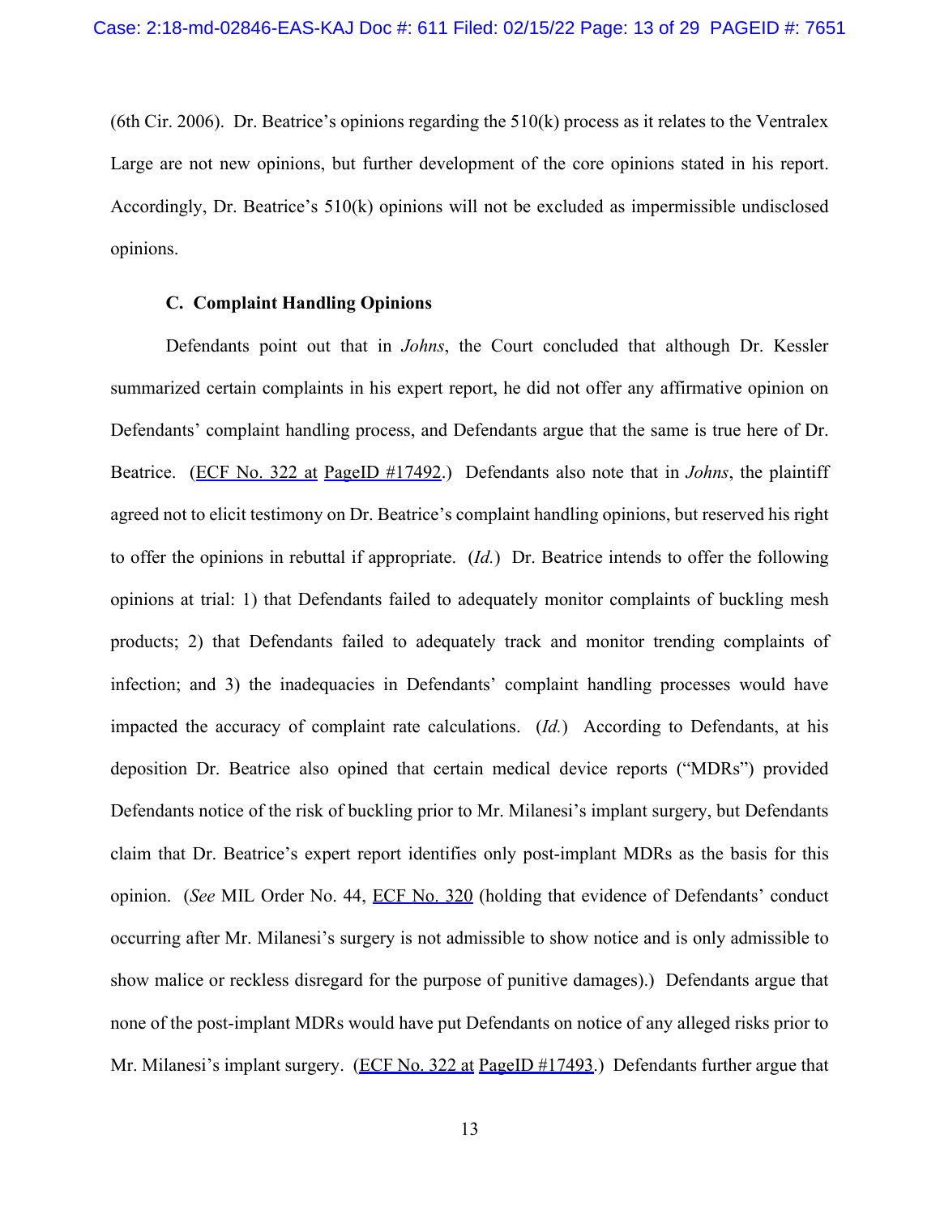(6th Cir. 2006). Dr. Beatrice's opinions regarding the 510(k) process as it relates to the Ventralex Large are not new opinions, but further development of the core opinions stated in his report. Accordingly, Dr. Beatrice's 510(k) opinions will not be excluded as impermissible undisclosed opinions.

### C. Complaint Handling Opinions

Defendants point out that in *Johns*, the Court concluded that although Dr. Kessler summarized certain complaints in his expert report, he did not offer any affirmative opinion on Defendants' complaint handling process, and Defendants argue that the same is true here of Dr. Beatrice. (ECF No. 322 at PageID #17492.) Defendants also note that in *Johns*, the plaintiff agreed not to elicit testimony on Dr. Beatrice's complaint handling opinions, but reserved his right to offer the opinions in rebuttal if appropriate. (*Id.*) Dr. Beatrice intends to offer the following opinions at trial: 1) that Defendants failed to adequately monitor complaints of buckling mesh products; 2) that Defendants failed to adequately track and monitor trending complaints of infection; and 3) the inadequacies in Defendants' complaint handling processes would have impacted the accuracy of complaint rate calculations. (*Id.*) According to Defendants, at his deposition Dr. Beatrice also opined that certain medical device reports ("MDRs") provided Defendants notice of the risk of buckling prior to Mr. Milanesi's implant surgery, but Defendants claim that Dr. Beatrice's expert report identifies only post-implant MDRs as the basis for this opinion. (*See* MIL Order No. 44, ECF No. 320 (holding that evidence of Defendants' conduct occurring after Mr. Milanesi's surgery is not admissible to show notice and is only admissible to show malice or reckless disregard for the purpose of punitive damages).) Defendants argue that none of the post-implant MDRs would have put Defendants on notice of any alleged risks prior to Mr. Milanesi's implant surgery. (ECF No. 322 at PageID #17493.) Defendants further argue that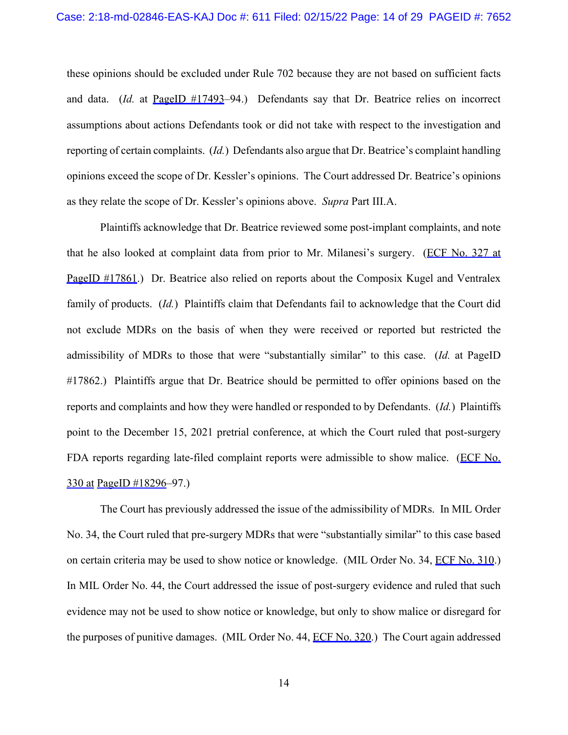these opinions should be excluded under Rule 702 because they are not based on sufficient facts and data. (*Id.* at PageID #17493–94.) Defendants say that Dr. Beatrice relies on incorrect assumptions about actions Defendants took or did not take with respect to the investigation and reporting of certain complaints. (*Id.*) Defendants also argue that Dr. Beatrice's complaint handling opinions exceed the scope of Dr. Kessler's opinions. The Court addressed Dr. Beatrice's opinions as they relate the scope of Dr. Kessler's opinions above. *Supra* Part III.A.

Plaintiffs acknowledge that Dr. Beatrice reviewed some post-implant complaints, and note that he also looked at complaint data from prior to Mr. Milanesi's surgery. (ECF No. 327 at PageID #17861.) Dr. Beatrice also relied on reports about the Composix Kugel and Ventralex family of products. (*Id.*) Plaintiffs claim that Defendants fail to acknowledge that the Court did not exclude MDRs on the basis of when they were received or reported but restricted the admissibility of MDRs to those that were "substantially similar" to this case. (*Id.* at PageID #17862.) Plaintiffs argue that Dr. Beatrice should be permitted to offer opinions based on the reports and complaints and how they were handled or responded to by Defendants. (*Id.*) Plaintiffs point to the December 15, 2021 pretrial conference, at which the Court ruled that post-surgery FDA reports regarding late-filed complaint reports were admissible to show malice. (ECF No. 330 at PageID #18296–97.)

The Court has previously addressed the issue of the admissibility of MDRs. In MIL Order No. 34, the Court ruled that pre-surgery MDRs that were "substantially similar" to this case based on certain criteria may be used to show notice or knowledge. (MIL Order No. 34, ECF No. 310.) In MIL Order No. 44, the Court addressed the issue of post-surgery evidence and ruled that such evidence may not be used to show notice or knowledge, but only to show malice or disregard for the purposes of punitive damages. (MIL Order No. 44, ECF No. 320.) The Court again addressed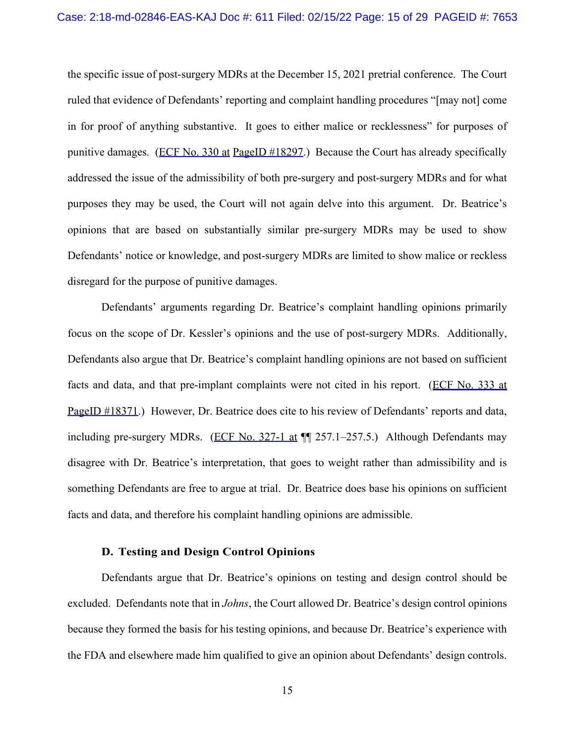the specific issue of post-surgery MDRs at the December 15, 2021 pretrial conference. The Court ruled that evidence of Defendants' reporting and complaint handling procedures "[may not] come in for proof of anything substantive. It goes to either malice or recklessness" for purposes of punitive damages. (ECF No. 330 at PageID #18297.) Because the Court has already specifically addressed the issue of the admissibility of both pre-surgery and post-surgery MDRs and for what purposes they may be used, the Court will not again delve into this argument. Dr. Beatrice's opinions that are based on substantially similar pre-surgery MDRs may be used to show Defendants' notice or knowledge, and post-surgery MDRs are limited to show malice or reckless disregard for the purpose of punitive damages.

Defendants' arguments regarding Dr. Beatrice's complaint handling opinions primarily focus on the scope of Dr. Kessler's opinions and the use of post-surgery MDRs. Additionally, Defendants also argue that Dr. Beatrice's complaint handling opinions are not based on sufficient facts and data, and that pre-implant complaints were not cited in his report. (ECF No. 333 at PageID #18371.) However, Dr. Beatrice does cite to his review of Defendants' reports and data, including pre-surgery MDRs. (ECF No. 327-1 at ¶¶ 257.1–257.5.) Although Defendants may disagree with Dr. Beatrice's interpretation, that goes to weight rather than admissibility and is something Defendants are free to argue at trial. Dr. Beatrice does base his opinions on sufficient facts and data, and therefore his complaint handling opinions are admissible.

### D. Testing and Design Control Opinions

Defendants argue that Dr. Beatrice's opinions on testing and design control should be excluded. Defendants note that in *Johns*, the Court allowed Dr. Beatrice's design control opinions because they formed the basis for his testing opinions, and because Dr. Beatrice's experience with the FDA and elsewhere made him qualified to give an opinion about Defendants' design controls.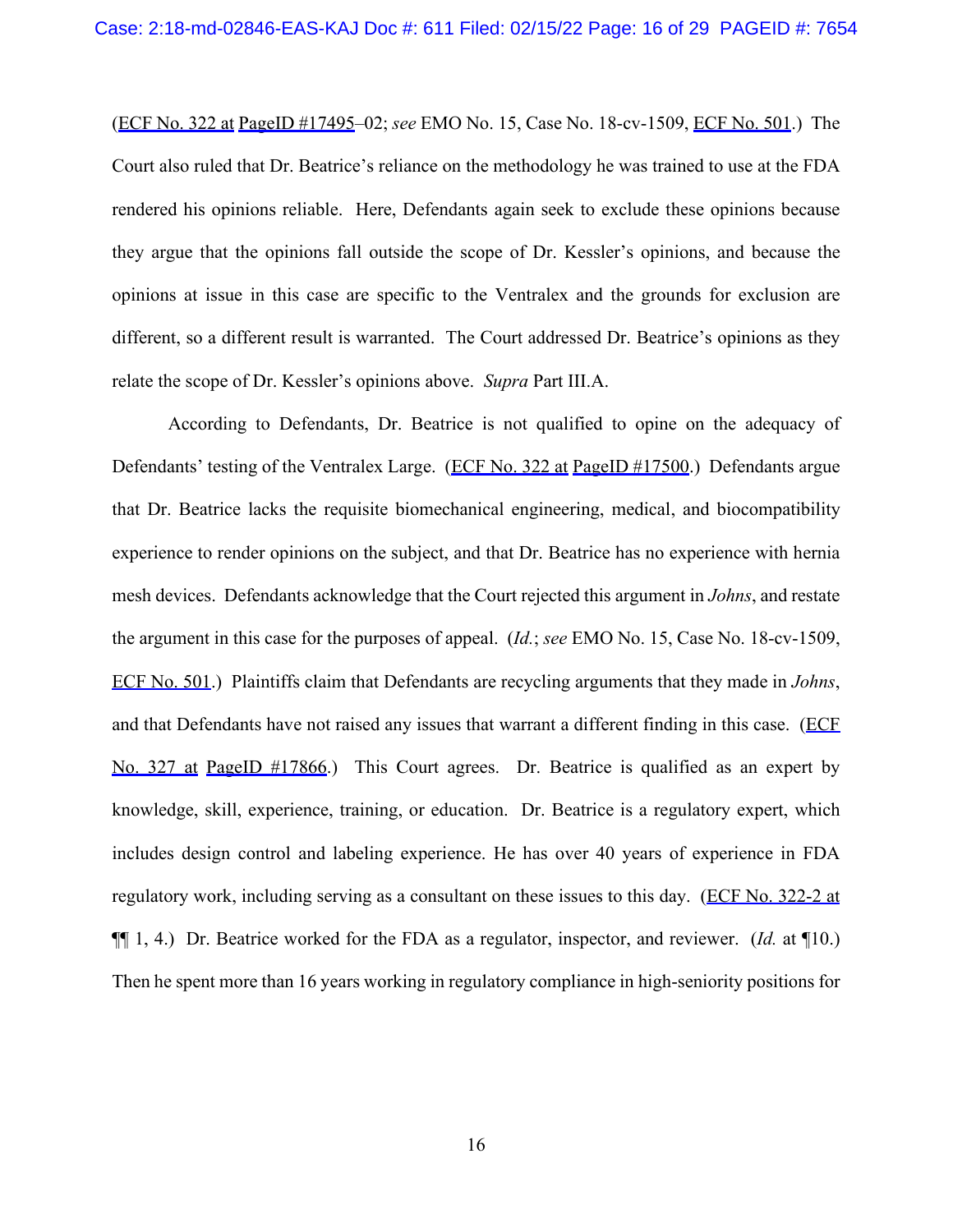(ECF No. 322 at PageID #17495–02; *see* EMO No. 15, Case No. 18-cv-1509, ECF No. 501.) The Court also ruled that Dr. Beatrice's reliance on the methodology he was trained to use at the FDA rendered his opinions reliable. Here, Defendants again seek to exclude these opinions because they argue that the opinions fall outside the scope of Dr. Kessler's opinions, and because the opinions at issue in this case are specific to the Ventralex and the grounds for exclusion are different, so a different result is warranted. The Court addressed Dr. Beatrice's opinions as they relate the scope of Dr. Kessler's opinions above. *Supra* Part III.A.

According to Defendants, Dr. Beatrice is not qualified to opine on the adequacy of Defendants' testing of the Ventralex Large. (ECF No. 322 at PageID #17500.) Defendants argue that Dr. Beatrice lacks the requisite biomechanical engineering, medical, and biocompatibility experience to render opinions on the subject, and that Dr. Beatrice has no experience with hernia mesh devices. Defendants acknowledge that the Court rejected this argument in *Johns*, and restate the argument in this case for the purposes of appeal. (*Id.*; *see* EMO No. 15, Case No. 18-cv-1509, ECF No. 501.) Plaintiffs claim that Defendants are recycling arguments that they made in *Johns*, and that Defendants have not raised any issues that warrant a different finding in this case. (ECF No. 327 at PageID #17866.) This Court agrees. Dr. Beatrice is qualified as an expert by knowledge, skill, experience, training, or education. Dr. Beatrice is a regulatory expert, which includes design control and labeling experience. He has over 40 years of experience in FDA regulatory work, including serving as a consultant on these issues to this day. (ECF No. 322-2 at ¶¶ 1, 4.) Dr. Beatrice worked for the FDA as a regulator, inspector, and reviewer. (*Id.* at ¶10.) Then he spent more than 16 years working in regulatory compliance in high-seniority positions for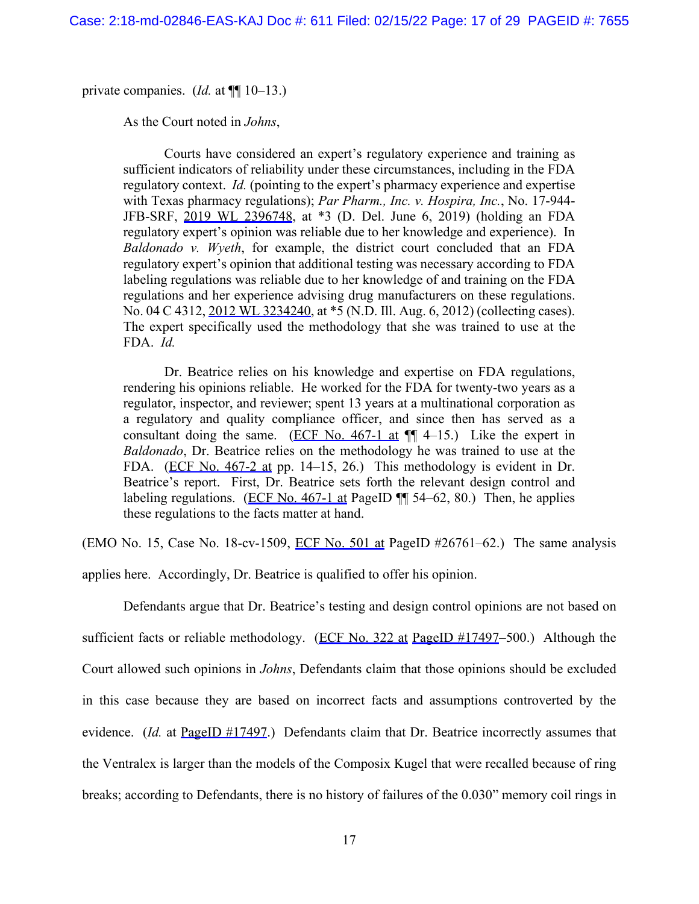private companies. (*Id.* at ¶¶ 10–13.)

As the Court noted in *Johns*,

> Courts have considered an expert's regulatory experience and training as sufficient indicators of reliability under these circumstances, including in the FDA regulatory context. *Id.* (pointing to the expert's pharmacy experience and expertise with Texas pharmacy regulations); *Par Pharm., Inc. v. Hospira, Inc.*, No. 17-944-JFB-SRF, 2019 WL 2396748, at *3 (D. Del. June 6, 2019) (holding an FDA regulatory expert's opinion was reliable due to her knowledge and experience). In *Baldonado v. Wyeth*, for example, the district court concluded that an FDA regulatory expert's opinion that additional testing was necessary according to FDA labeling regulations was reliable due to her knowledge of and training on the FDA regulations and her experience advising drug manufacturers on these regulations. No. 04 C 4312, 2012 WL 3234240, at *5 (N.D. Ill. Aug. 6, 2012) (collecting cases). The expert specifically used the methodology that she was trained to use at the FDA. *Id.*
>
> Dr. Beatrice relies on his knowledge and expertise on FDA regulations, rendering his opinions reliable. He worked for the FDA for twenty-two years as a regulator, inspector, and reviewer; spent 13 years at a multinational corporation as a regulatory and quality compliance officer, and since then has served as a consultant doing the same. (ECF No. 467-1 at ¶¶ 4–15.) Like the expert in *Baldonado*, Dr. Beatrice relies on the methodology he was trained to use at the FDA. (ECF No. 467-2 at pp. 14–15, 26.) This methodology is evident in Dr. Beatrice's report. First, Dr. Beatrice sets forth the relevant design control and labeling regulations. (ECF No. 467-1 at PageID ¶¶ 54–62, 80.) Then, he applies these regulations to the facts matter at hand.

(EMO No. 15, Case No. 18-cv-1509, ECF No. 501 at PageID #26761–62.) The same analysis applies here. Accordingly, Dr. Beatrice is qualified to offer his opinion.

Defendants argue that Dr. Beatrice's testing and design control opinions are not based on sufficient facts or reliable methodology. (ECF No. 322 at PageID #17497–500.) Although the Court allowed such opinions in *Johns*, Defendants claim that those opinions should be excluded in this case because they are based on incorrect facts and assumptions controverted by the evidence. (*Id.* at PageID #17497.) Defendants claim that Dr. Beatrice incorrectly assumes that the Ventralex is larger than the models of the Composix Kugel that were recalled because of ring breaks; according to Defendants, there is no history of failures of the 0.030" memory coil rings in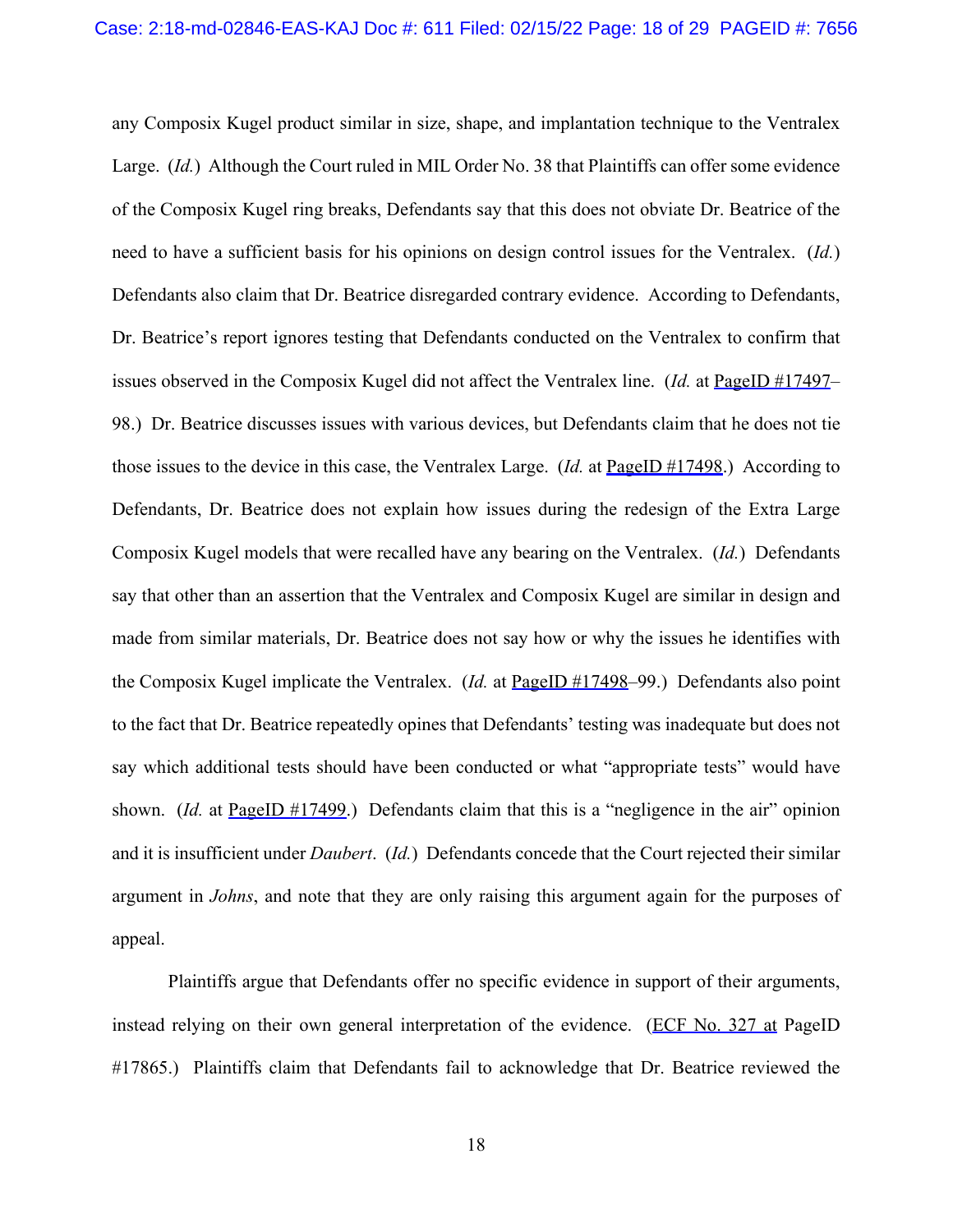any Composix Kugel product similar in size, shape, and implantation technique to the Ventralex Large. (*Id.*) Although the Court ruled in MIL Order No. 38 that Plaintiffs can offer some evidence of the Composix Kugel ring breaks, Defendants say that this does not obviate Dr. Beatrice of the need to have a sufficient basis for his opinions on design control issues for the Ventralex. (*Id.*) Defendants also claim that Dr. Beatrice disregarded contrary evidence. According to Defendants, Dr. Beatrice's report ignores testing that Defendants conducted on the Ventralex to confirm that issues observed in the Composix Kugel did not affect the Ventralex line. (*Id.* at PageID #17497–98.) Dr. Beatrice discusses issues with various devices, but Defendants claim that he does not tie those issues to the device in this case, the Ventralex Large. (*Id.* at PageID #17498.) According to Defendants, Dr. Beatrice does not explain how issues during the redesign of the Extra Large Composix Kugel models that were recalled have any bearing on the Ventralex. (*Id.*) Defendants say that other than an assertion that the Ventralex and Composix Kugel are similar in design and made from similar materials, Dr. Beatrice does not say how or why the issues he identifies with the Composix Kugel implicate the Ventralex. (*Id.* at PageID #17498–99.) Defendants also point to the fact that Dr. Beatrice repeatedly opines that Defendants' testing was inadequate but does not say which additional tests should have been conducted or what "appropriate tests" would have shown. (*Id.* at PageID #17499.) Defendants claim that this is a "negligence in the air" opinion and it is insufficient under *Daubert*. (*Id.*) Defendants concede that the Court rejected their similar argument in *Johns*, and note that they are only raising this argument again for the purposes of appeal.

Plaintiffs argue that Defendants offer no specific evidence in support of their arguments, instead relying on their own general interpretation of the evidence. (ECF No. 327 at PageID #17865.) Plaintiffs claim that Defendants fail to acknowledge that Dr. Beatrice reviewed the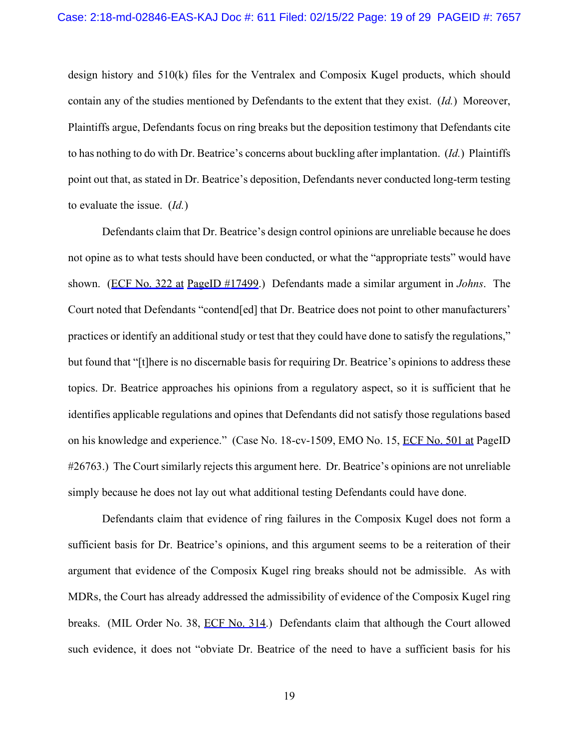design history and 510(k) files for the Ventralex and Composix Kugel products, which should contain any of the studies mentioned by Defendants to the extent that they exist. (*Id.*) Moreover, Plaintiffs argue, Defendants focus on ring breaks but the deposition testimony that Defendants cite to has nothing to do with Dr. Beatrice's concerns about buckling after implantation. (*Id.*) Plaintiffs point out that, as stated in Dr. Beatrice's deposition, Defendants never conducted long-term testing to evaluate the issue. (*Id.*)

Defendants claim that Dr. Beatrice's design control opinions are unreliable because he does not opine as to what tests should have been conducted, or what the "appropriate tests" would have shown. (ECF No. 322 at PageID #17499.) Defendants made a similar argument in *Johns*. The Court noted that Defendants "contend[ed] that Dr. Beatrice does not point to other manufacturers' practices or identify an additional study or test that they could have done to satisfy the regulations," but found that "[t]here is no discernable basis for requiring Dr. Beatrice's opinions to address these topics. Dr. Beatrice approaches his opinions from a regulatory aspect, so it is sufficient that he identifies applicable regulations and opines that Defendants did not satisfy those regulations based on his knowledge and experience." (Case No. 18-cv-1509, EMO No. 15, ECF No. 501 at PageID #26763.) The Court similarly rejects this argument here. Dr. Beatrice's opinions are not unreliable simply because he does not lay out what additional testing Defendants could have done.

Defendants claim that evidence of ring failures in the Composix Kugel does not form a sufficient basis for Dr. Beatrice's opinions, and this argument seems to be a reiteration of their argument that evidence of the Composix Kugel ring breaks should not be admissible. As with MDRs, the Court has already addressed the admissibility of evidence of the Composix Kugel ring breaks. (MIL Order No. 38, ECF No. 314.) Defendants claim that although the Court allowed such evidence, it does not "obviate Dr. Beatrice of the need to have a sufficient basis for his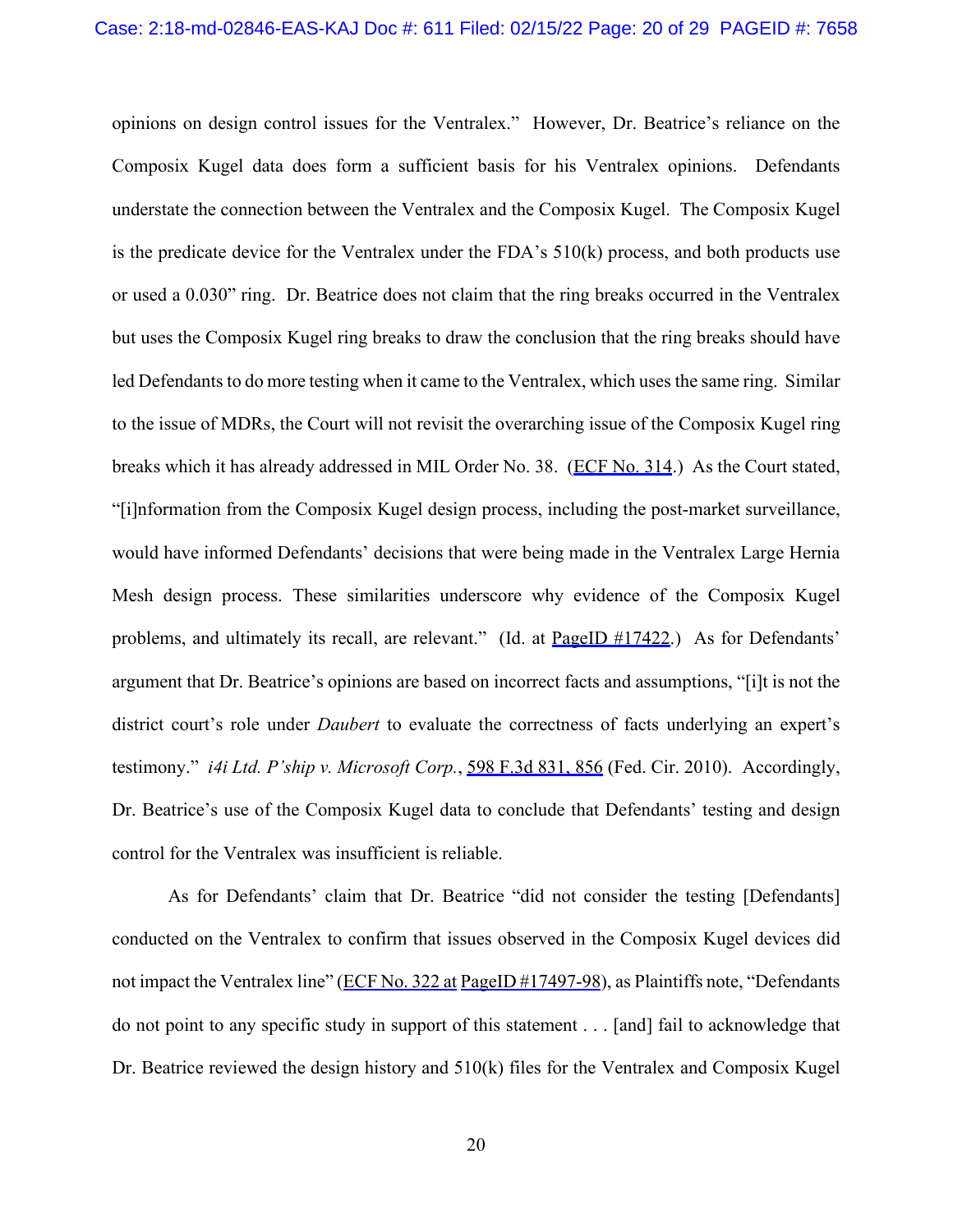opinions on design control issues for the Ventralex." However, Dr. Beatrice's reliance on the Composix Kugel data does form a sufficient basis for his Ventralex opinions. Defendants understate the connection between the Ventralex and the Composix Kugel. The Composix Kugel is the predicate device for the Ventralex under the FDA's 510(k) process, and both products use or used a 0.030" ring. Dr. Beatrice does not claim that the ring breaks occurred in the Ventralex but uses the Composix Kugel ring breaks to draw the conclusion that the ring breaks should have led Defendants to do more testing when it came to the Ventralex, which uses the same ring. Similar to the issue of MDRs, the Court will not revisit the overarching issue of the Composix Kugel ring breaks which it has already addressed in MIL Order No. 38. (ECF No. 314.) As the Court stated, "[i]nformation from the Composix Kugel design process, including the post-market surveillance, would have informed Defendants' decisions that were being made in the Ventralex Large Hernia Mesh design process. These similarities underscore why evidence of the Composix Kugel problems, and ultimately its recall, are relevant." (Id. at PageID #17422.) As for Defendants' argument that Dr. Beatrice's opinions are based on incorrect facts and assumptions, "[i]t is not the district court's role under *Daubert* to evaluate the correctness of facts underlying an expert's testimony." *i4i Ltd. P'ship v. Microsoft Corp.*, 598 F.3d 831, 856 (Fed. Cir. 2010). Accordingly, Dr. Beatrice's use of the Composix Kugel data to conclude that Defendants' testing and design control for the Ventralex was insufficient is reliable.

As for Defendants' claim that Dr. Beatrice "did not consider the testing [Defendants] conducted on the Ventralex to confirm that issues observed in the Composix Kugel devices did not impact the Ventralex line" (ECF No. 322 at PageID #17497-98), as Plaintiffs note, "Defendants do not point to any specific study in support of this statement . . . [and] fail to acknowledge that Dr. Beatrice reviewed the design history and 510(k) files for the Ventralex and Composix Kugel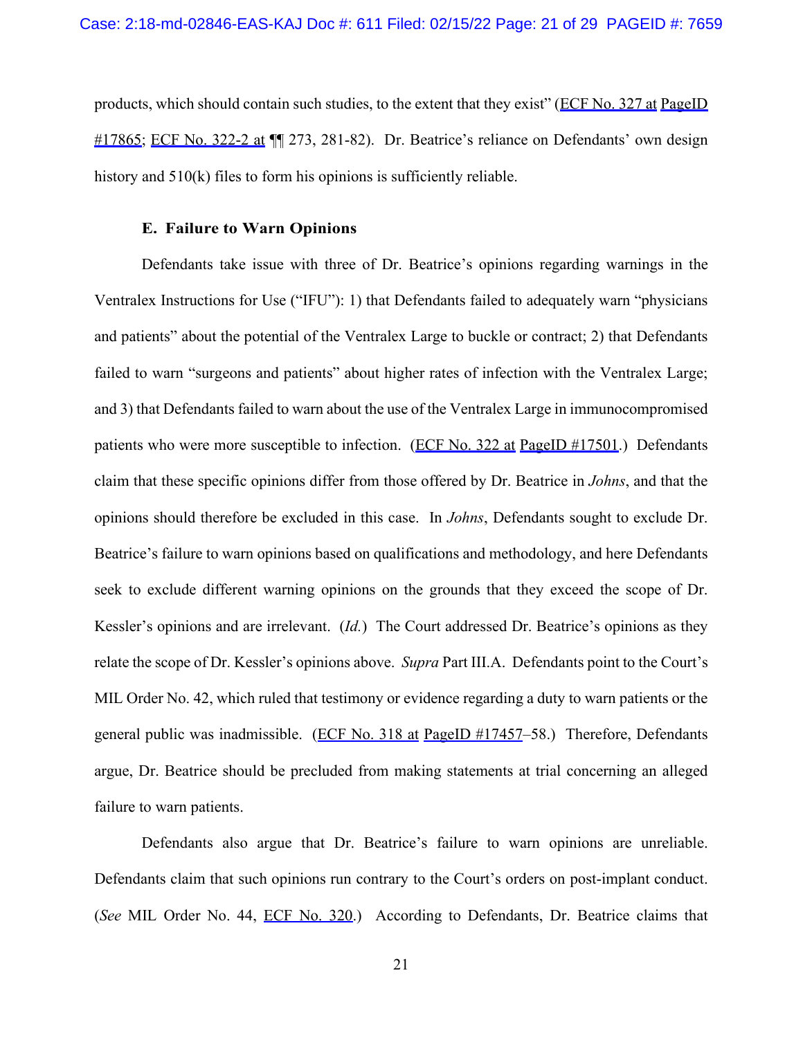products, which should contain such studies, to the extent that they exist" (ECF No. 327 at PageID #17865; ECF No. 322-2 at ¶¶ 273, 281-82). Dr. Beatrice's reliance on Defendants' own design history and 510(k) files to form his opinions is sufficiently reliable.

### E. Failure to Warn Opinions

Defendants take issue with three of Dr. Beatrice's opinions regarding warnings in the Ventralex Instructions for Use ("IFU"): 1) that Defendants failed to adequately warn "physicians and patients" about the potential of the Ventralex Large to buckle or contract; 2) that Defendants failed to warn "surgeons and patients" about higher rates of infection with the Ventralex Large; and 3) that Defendants failed to warn about the use of the Ventralex Large in immunocompromised patients who were more susceptible to infection. (ECF No. 322 at PageID #17501.) Defendants claim that these specific opinions differ from those offered by Dr. Beatrice in *Johns*, and that the opinions should therefore be excluded in this case. In *Johns*, Defendants sought to exclude Dr. Beatrice's failure to warn opinions based on qualifications and methodology, and here Defendants seek to exclude different warning opinions on the grounds that they exceed the scope of Dr. Kessler's opinions and are irrelevant. (*Id.*) The Court addressed Dr. Beatrice's opinions as they relate the scope of Dr. Kessler's opinions above. *Supra* Part III.A. Defendants point to the Court's MIL Order No. 42, which ruled that testimony or evidence regarding a duty to warn patients or the general public was inadmissible. (ECF No. 318 at PageID #17457–58.) Therefore, Defendants argue, Dr. Beatrice should be precluded from making statements at trial concerning an alleged failure to warn patients.

Defendants also argue that Dr. Beatrice's failure to warn opinions are unreliable. Defendants claim that such opinions run contrary to the Court's orders on post-implant conduct. (*See* MIL Order No. 44, ECF No. 320.) According to Defendants, Dr. Beatrice claims that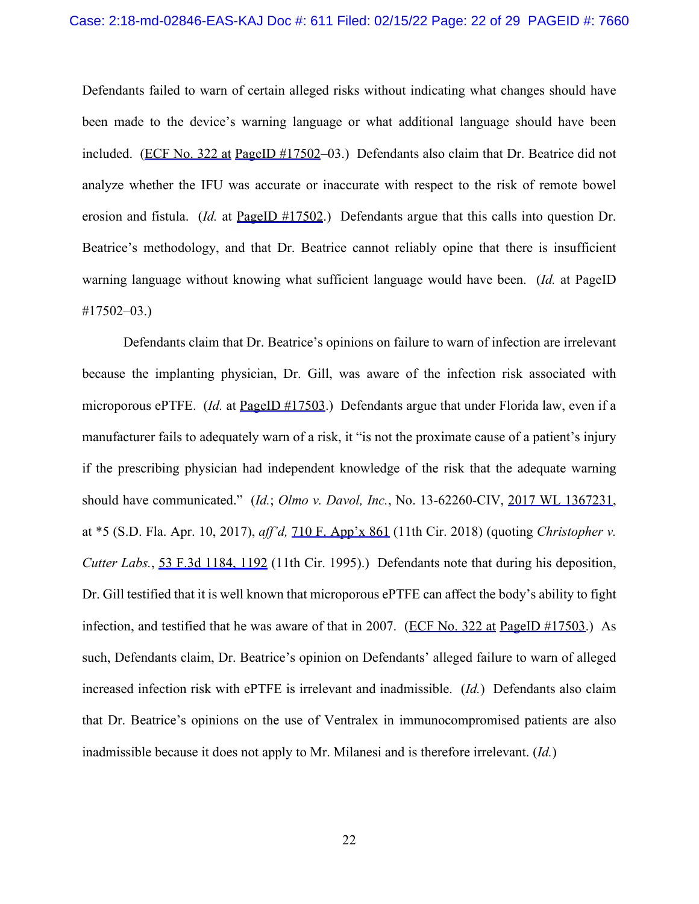Defendants failed to warn of certain alleged risks without indicating what changes should have been made to the device's warning language or what additional language should have been included. (ECF No. 322 at PageID #17502–03.) Defendants also claim that Dr. Beatrice did not analyze whether the IFU was accurate or inaccurate with respect to the risk of remote bowel erosion and fistula. (*Id.* at PageID #17502.) Defendants argue that this calls into question Dr. Beatrice's methodology, and that Dr. Beatrice cannot reliably opine that there is insufficient warning language without knowing what sufficient language would have been. (*Id.* at PageID #17502–03.)

Defendants claim that Dr. Beatrice's opinions on failure to warn of infection are irrelevant because the implanting physician, Dr. Gill, was aware of the infection risk associated with microporous ePTFE. (*Id.* at PageID #17503.) Defendants argue that under Florida law, even if a manufacturer fails to adequately warn of a risk, it "is not the proximate cause of a patient's injury if the prescribing physician had independent knowledge of the risk that the adequate warning should have communicated." (*Id.*; *Olmo v. Davol, Inc.*, No. 13-62260-CIV, 2017 WL 1367231, at *5 (S.D. Fla. Apr. 10, 2017), *aff'd,* 710 F. App'x 861 (11th Cir. 2018) (quoting *Christopher v. Cutter Labs.*, 53 F.3d 1184, 1192 (11th Cir. 1995).) Defendants note that during his deposition, Dr. Gill testified that it is well known that microporous ePTFE can affect the body's ability to fight infection, and testified that he was aware of that in 2007. (ECF No. 322 at PageID #17503.) As such, Defendants claim, Dr. Beatrice's opinion on Defendants' alleged failure to warn of alleged increased infection risk with ePTFE is irrelevant and inadmissible. (*Id.*) Defendants also claim that Dr. Beatrice's opinions on the use of Ventralex in immunocompromised patients are also inadmissible because it does not apply to Mr. Milanesi and is therefore irrelevant. (*Id.*)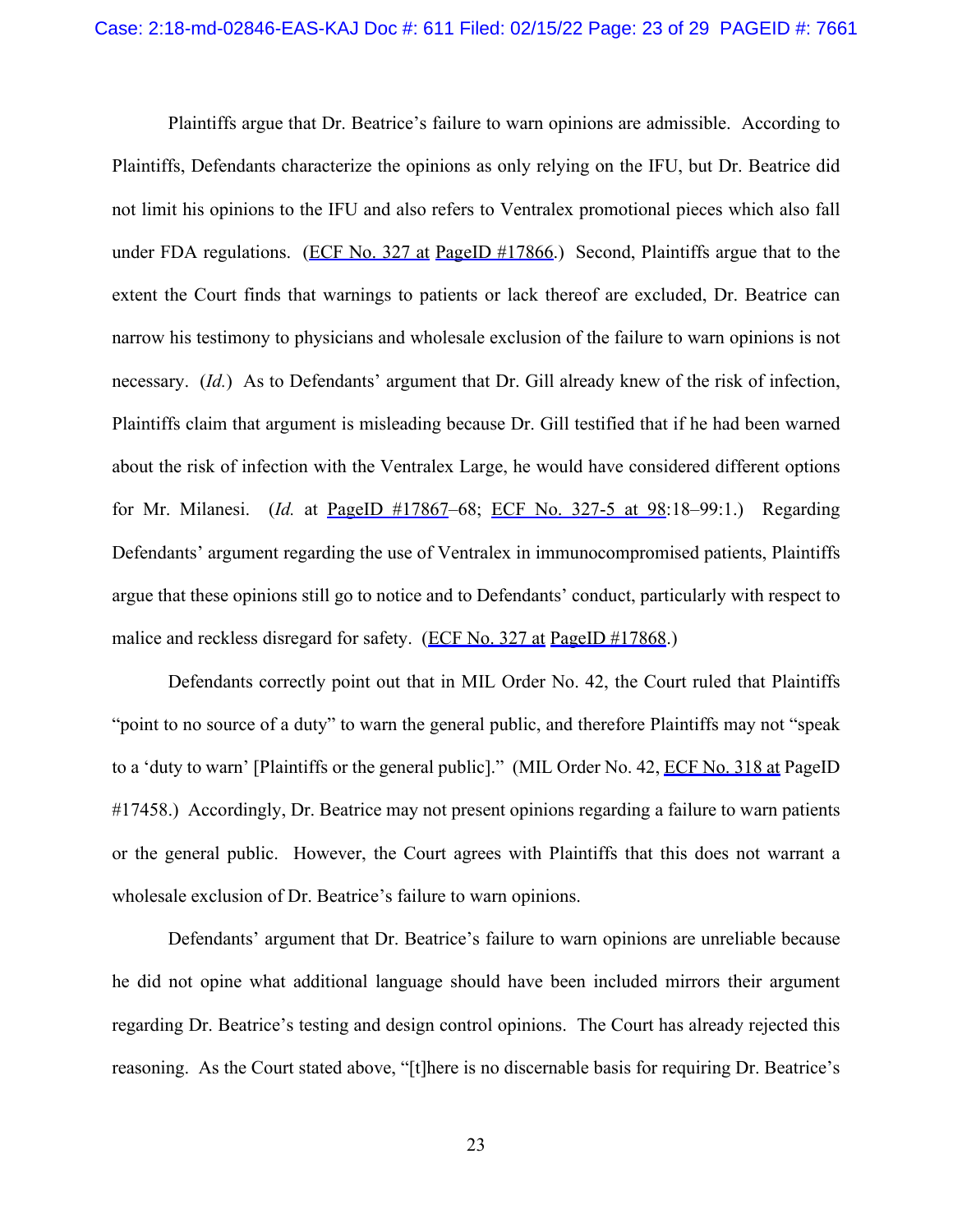Plaintiffs argue that Dr. Beatrice's failure to warn opinions are admissible. According to Plaintiffs, Defendants characterize the opinions as only relying on the IFU, but Dr. Beatrice did not limit his opinions to the IFU and also refers to Ventralex promotional pieces which also fall under FDA regulations. (ECF No. 327 at PageID #17866.) Second, Plaintiffs argue that to the extent the Court finds that warnings to patients or lack thereof are excluded, Dr. Beatrice can narrow his testimony to physicians and wholesale exclusion of the failure to warn opinions is not necessary. (*Id.*) As to Defendants' argument that Dr. Gill already knew of the risk of infection, Plaintiffs claim that argument is misleading because Dr. Gill testified that if he had been warned about the risk of infection with the Ventralex Large, he would have considered different options for Mr. Milanesi. (*Id.* at PageID #17867–68; ECF No. 327-5 at 98:18–99:1.) Regarding Defendants' argument regarding the use of Ventralex in immunocompromised patients, Plaintiffs argue that these opinions still go to notice and to Defendants' conduct, particularly with respect to malice and reckless disregard for safety. (ECF No. 327 at PageID #17868.)

Defendants correctly point out that in MIL Order No. 42, the Court ruled that Plaintiffs "point to no source of a duty" to warn the general public, and therefore Plaintiffs may not "speak to a 'duty to warn' [Plaintiffs or the general public]." (MIL Order No. 42, ECF No. 318 at PageID #17458.) Accordingly, Dr. Beatrice may not present opinions regarding a failure to warn patients or the general public. However, the Court agrees with Plaintiffs that this does not warrant a wholesale exclusion of Dr. Beatrice's failure to warn opinions.

Defendants' argument that Dr. Beatrice's failure to warn opinions are unreliable because he did not opine what additional language should have been included mirrors their argument regarding Dr. Beatrice's testing and design control opinions. The Court has already rejected this reasoning. As the Court stated above, "[t]here is no discernable basis for requiring Dr. Beatrice's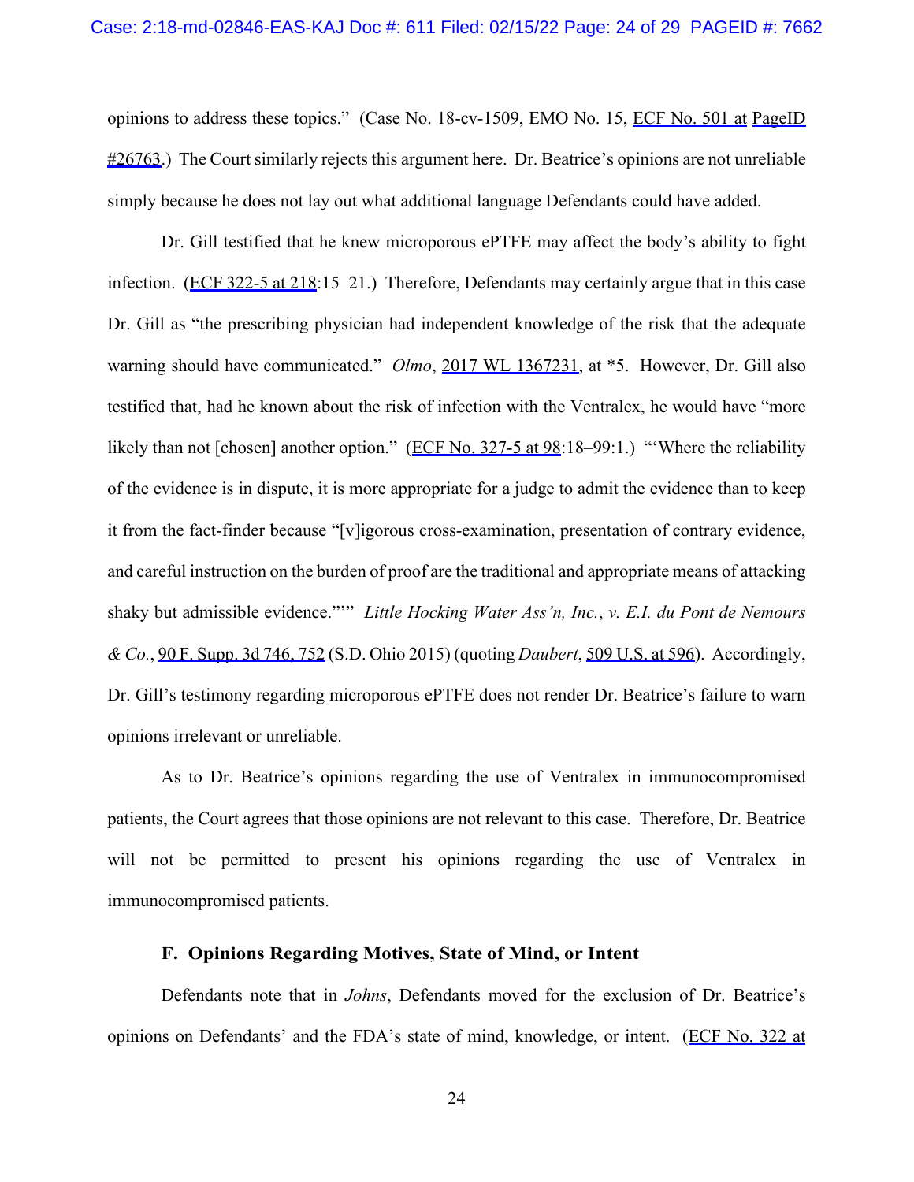opinions to address these topics." (Case No. 18-cv-1509, EMO No. 15, ECF No. 501 at PageID #26763.) The Court similarly rejects this argument here. Dr. Beatrice's opinions are not unreliable simply because he does not lay out what additional language Defendants could have added.

Dr. Gill testified that he knew microporous ePTFE may affect the body's ability to fight infection. (ECF 322-5 at 218:15–21.) Therefore, Defendants may certainly argue that in this case Dr. Gill as "the prescribing physician had independent knowledge of the risk that the adequate warning should have communicated." *Olmo*, 2017 WL 1367231, at *5. However, Dr. Gill also testified that, had he known about the risk of infection with the Ventralex, he would have "more likely than not [chosen] another option." (ECF No. 327-5 at 98:18–99:1.) "'Where the reliability of the evidence is in dispute, it is more appropriate for a judge to admit the evidence than to keep it from the fact-finder because "[v]igorous cross-examination, presentation of contrary evidence, and careful instruction on the burden of proof are the traditional and appropriate means of attacking shaky but admissible evidence."'" *Little Hocking Water Ass'n, Inc.*, *v. E.I. du Pont de Nemours & Co.*, 90 F. Supp. 3d 746, 752 (S.D. Ohio 2015) (quoting *Daubert*, 509 U.S. at 596). Accordingly, Dr. Gill's testimony regarding microporous ePTFE does not render Dr. Beatrice's failure to warn opinions irrelevant or unreliable.

As to Dr. Beatrice's opinions regarding the use of Ventralex in immunocompromised patients, the Court agrees that those opinions are not relevant to this case. Therefore, Dr. Beatrice will not be permitted to present his opinions regarding the use of Ventralex in immunocompromised patients.

### F. Opinions Regarding Motives, State of Mind, or Intent

Defendants note that in *Johns*, Defendants moved for the exclusion of Dr. Beatrice's opinions on Defendants' and the FDA's state of mind, knowledge, or intent. (ECF No. 322 at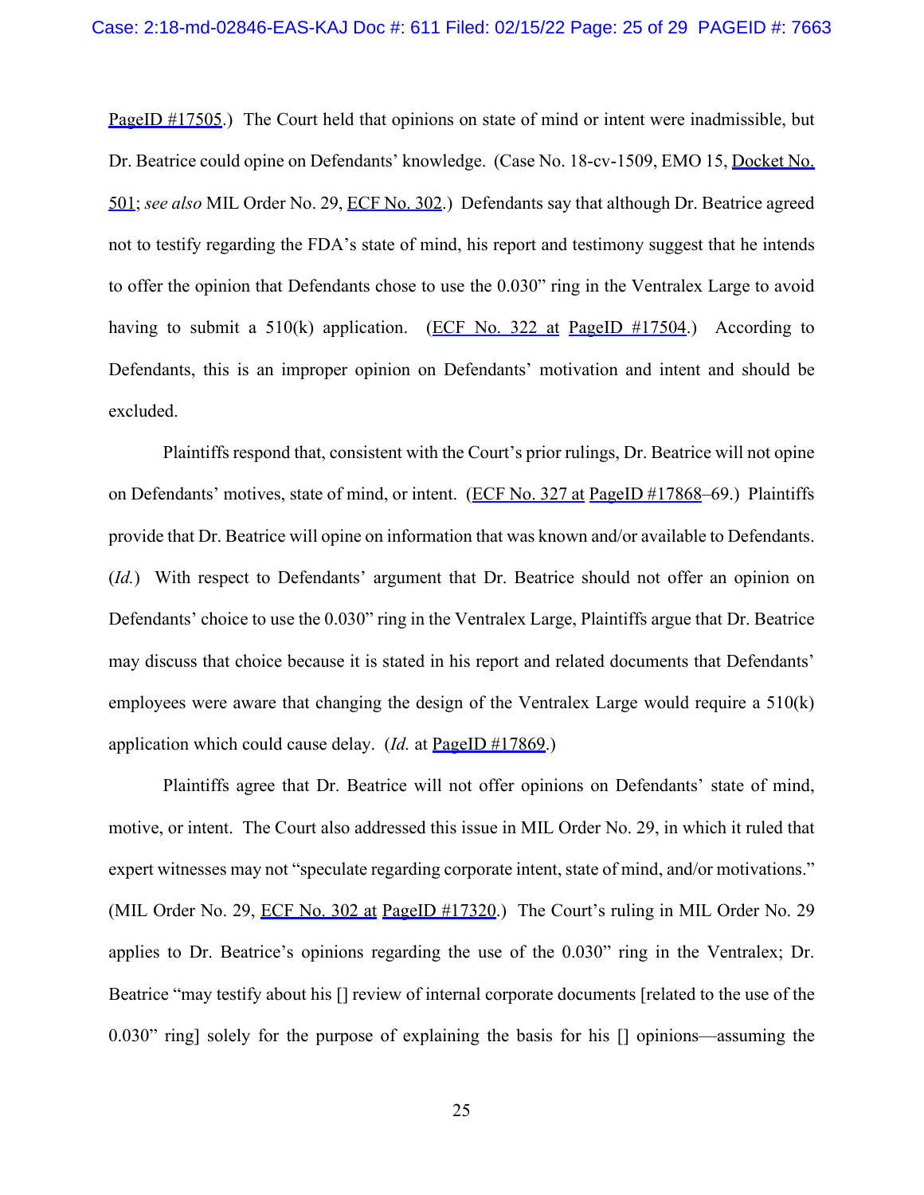PageID #17505.) The Court held that opinions on state of mind or intent were inadmissible, but Dr. Beatrice could opine on Defendants' knowledge. (Case No. 18-cv-1509, EMO 15, Docket No. 501; *see also* MIL Order No. 29, ECF No. 302.) Defendants say that although Dr. Beatrice agreed not to testify regarding the FDA's state of mind, his report and testimony suggest that he intends to offer the opinion that Defendants chose to use the 0.030" ring in the Ventralex Large to avoid having to submit a 510(k) application. (ECF No. 322 at PageID #17504.) According to Defendants, this is an improper opinion on Defendants' motivation and intent and should be excluded.

Plaintiffs respond that, consistent with the Court's prior rulings, Dr. Beatrice will not opine on Defendants' motives, state of mind, or intent. (ECF No. 327 at PageID #17868–69.) Plaintiffs provide that Dr. Beatrice will opine on information that was known and/or available to Defendants. (*Id.*) With respect to Defendants' argument that Dr. Beatrice should not offer an opinion on Defendants' choice to use the 0.030" ring in the Ventralex Large, Plaintiffs argue that Dr. Beatrice may discuss that choice because it is stated in his report and related documents that Defendants' employees were aware that changing the design of the Ventralex Large would require a 510(k) application which could cause delay. (*Id.* at PageID #17869.)

Plaintiffs agree that Dr. Beatrice will not offer opinions on Defendants' state of mind, motive, or intent. The Court also addressed this issue in MIL Order No. 29, in which it ruled that expert witnesses may not "speculate regarding corporate intent, state of mind, and/or motivations." (MIL Order No. 29, ECF No. 302 at PageID #17320.) The Court's ruling in MIL Order No. 29 applies to Dr. Beatrice's opinions regarding the use of the 0.030" ring in the Ventralex; Dr. Beatrice "may testify about his [] review of internal corporate documents [related to the use of the 0.030" ring] solely for the purpose of explaining the basis for his [] opinions—assuming the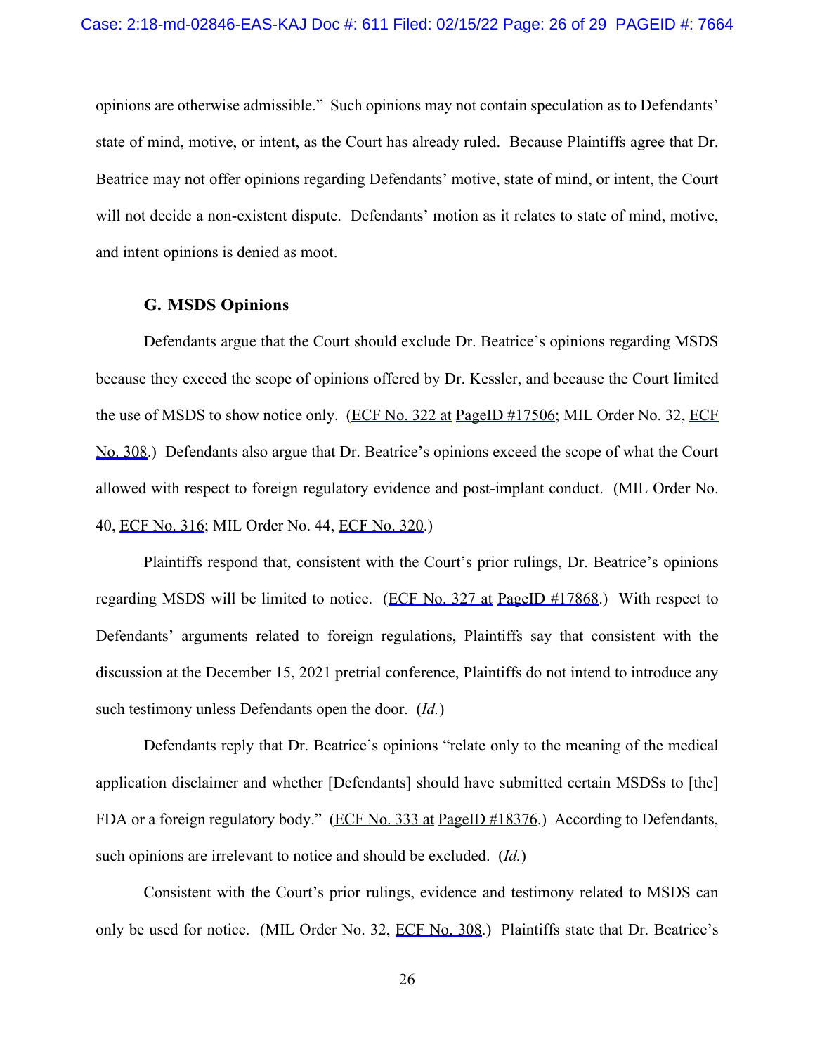opinions are otherwise admissible." Such opinions may not contain speculation as to Defendants' state of mind, motive, or intent, as the Court has already ruled. Because Plaintiffs agree that Dr. Beatrice may not offer opinions regarding Defendants' motive, state of mind, or intent, the Court will not decide a non-existent dispute. Defendants' motion as it relates to state of mind, motive, and intent opinions is denied as moot.

### G. MSDS Opinions

Defendants argue that the Court should exclude Dr. Beatrice's opinions regarding MSDS because they exceed the scope of opinions offered by Dr. Kessler, and because the Court limited the use of MSDS to show notice only. (ECF No. 322 at PageID #17506; MIL Order No. 32, ECF No. 308.) Defendants also argue that Dr. Beatrice's opinions exceed the scope of what the Court allowed with respect to foreign regulatory evidence and post-implant conduct. (MIL Order No. 40, ECF No. 316; MIL Order No. 44, ECF No. 320.)

Plaintiffs respond that, consistent with the Court's prior rulings, Dr. Beatrice's opinions regarding MSDS will be limited to notice. (ECF No. 327 at PageID #17868.) With respect to Defendants' arguments related to foreign regulations, Plaintiffs say that consistent with the discussion at the December 15, 2021 pretrial conference, Plaintiffs do not intend to introduce any such testimony unless Defendants open the door. (*Id.*)

Defendants reply that Dr. Beatrice's opinions "relate only to the meaning of the medical application disclaimer and whether [Defendants] should have submitted certain MSDSs to [the] FDA or a foreign regulatory body." (ECF No. 333 at PageID #18376.) According to Defendants, such opinions are irrelevant to notice and should be excluded. (*Id.*)

Consistent with the Court's prior rulings, evidence and testimony related to MSDS can only be used for notice. (MIL Order No. 32, ECF No. 308.) Plaintiffs state that Dr. Beatrice's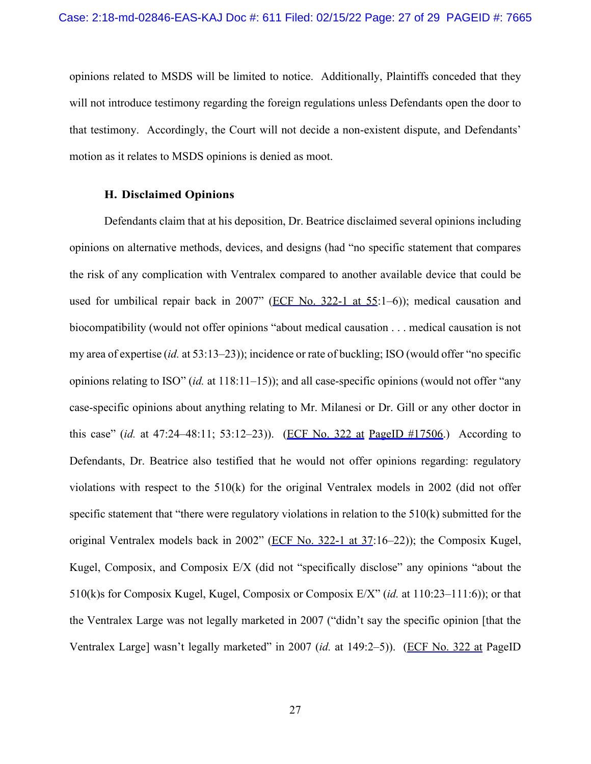opinions related to MSDS will be limited to notice. Additionally, Plaintiffs conceded that they will not introduce testimony regarding the foreign regulations unless Defendants open the door to that testimony. Accordingly, the Court will not decide a non-existent dispute, and Defendants' motion as it relates to MSDS opinions is denied as moot.

### H. Disclaimed Opinions

Defendants claim that at his deposition, Dr. Beatrice disclaimed several opinions including opinions on alternative methods, devices, and designs (had "no specific statement that compares the risk of any complication with Ventralex compared to another available device that could be used for umbilical repair back in 2007" (ECF No. 322-1 at 55:1–6)); medical causation and biocompatibility (would not offer opinions "about medical causation . . . medical causation is not my area of expertise (*id.* at 53:13–23)); incidence or rate of buckling; ISO (would offer "no specific opinions relating to ISO" (*id.* at 118:11–15)); and all case-specific opinions (would not offer "any case-specific opinions about anything relating to Mr. Milanesi or Dr. Gill or any other doctor in this case" (*id.* at 47:24–48:11; 53:12–23)). (ECF No. 322 at PageID #17506.) According to Defendants, Dr. Beatrice also testified that he would not offer opinions regarding: regulatory violations with respect to the 510(k) for the original Ventralex models in 2002 (did not offer specific statement that "there were regulatory violations in relation to the 510(k) submitted for the original Ventralex models back in 2002" (ECF No. 322-1 at 37:16–22)); the Composix Kugel, Kugel, Composix, and Composix E/X (did not "specifically disclose" any opinions "about the 510(k)s for Composix Kugel, Kugel, Composix or Composix E/X" (*id.* at 110:23–111:6)); or that the Ventralex Large was not legally marketed in 2007 ("didn't say the specific opinion [that the Ventralex Large] wasn't legally marketed" in 2007 (*id.* at 149:2–5)). (ECF No. 322 at PageID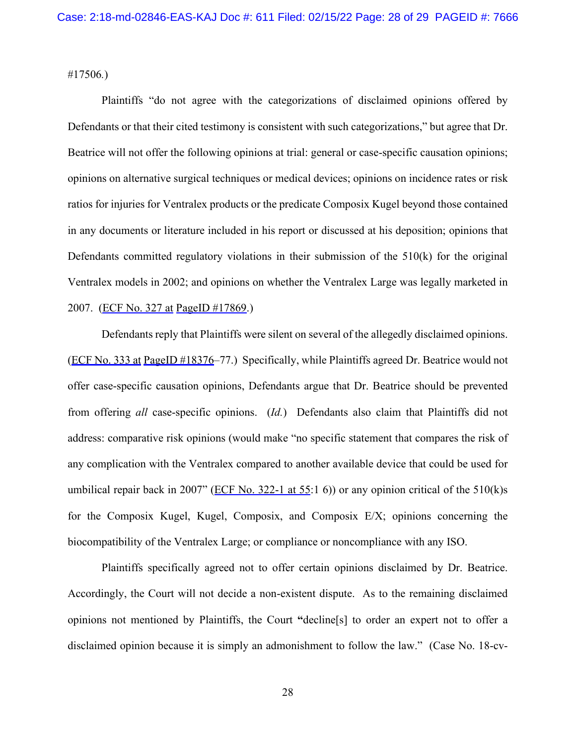#17506.)

Plaintiffs "do not agree with the categorizations of disclaimed opinions offered by Defendants or that their cited testimony is consistent with such categorizations," but agree that Dr. Beatrice will not offer the following opinions at trial: general or case-specific causation opinions; opinions on alternative surgical techniques or medical devices; opinions on incidence rates or risk ratios for injuries for Ventralex products or the predicate Composix Kugel beyond those contained in any documents or literature included in his report or discussed at his deposition; opinions that Defendants committed regulatory violations in their submission of the 510(k) for the original Ventralex models in 2002; and opinions on whether the Ventralex Large was legally marketed in 2007. (ECF No. 327 at PageID #17869.)

Defendants reply that Plaintiffs were silent on several of the allegedly disclaimed opinions. (ECF No. 333 at PageID #18376–77.) Specifically, while Plaintiffs agreed Dr. Beatrice would not offer case-specific causation opinions, Defendants argue that Dr. Beatrice should be prevented from offering *all* case-specific opinions. (*Id.*) Defendants also claim that Plaintiffs did not address: comparative risk opinions (would make "no specific statement that compares the risk of any complication with the Ventralex compared to another available device that could be used for umbilical repair back in 2007" (ECF No. 322-1 at 55:1 6)) or any opinion critical of the 510(k)s for the Composix Kugel, Kugel, Composix, and Composix E/X; opinions concerning the biocompatibility of the Ventralex Large; or compliance or noncompliance with any ISO.

Plaintiffs specifically agreed not to offer certain opinions disclaimed by Dr. Beatrice. Accordingly, the Court will not decide a non-existent dispute. As to the remaining disclaimed opinions not mentioned by Plaintiffs, the Court "decline[s] to order an expert not to offer a disclaimed opinion because it is simply an admonishment to follow the law." (Case No. 18-cv-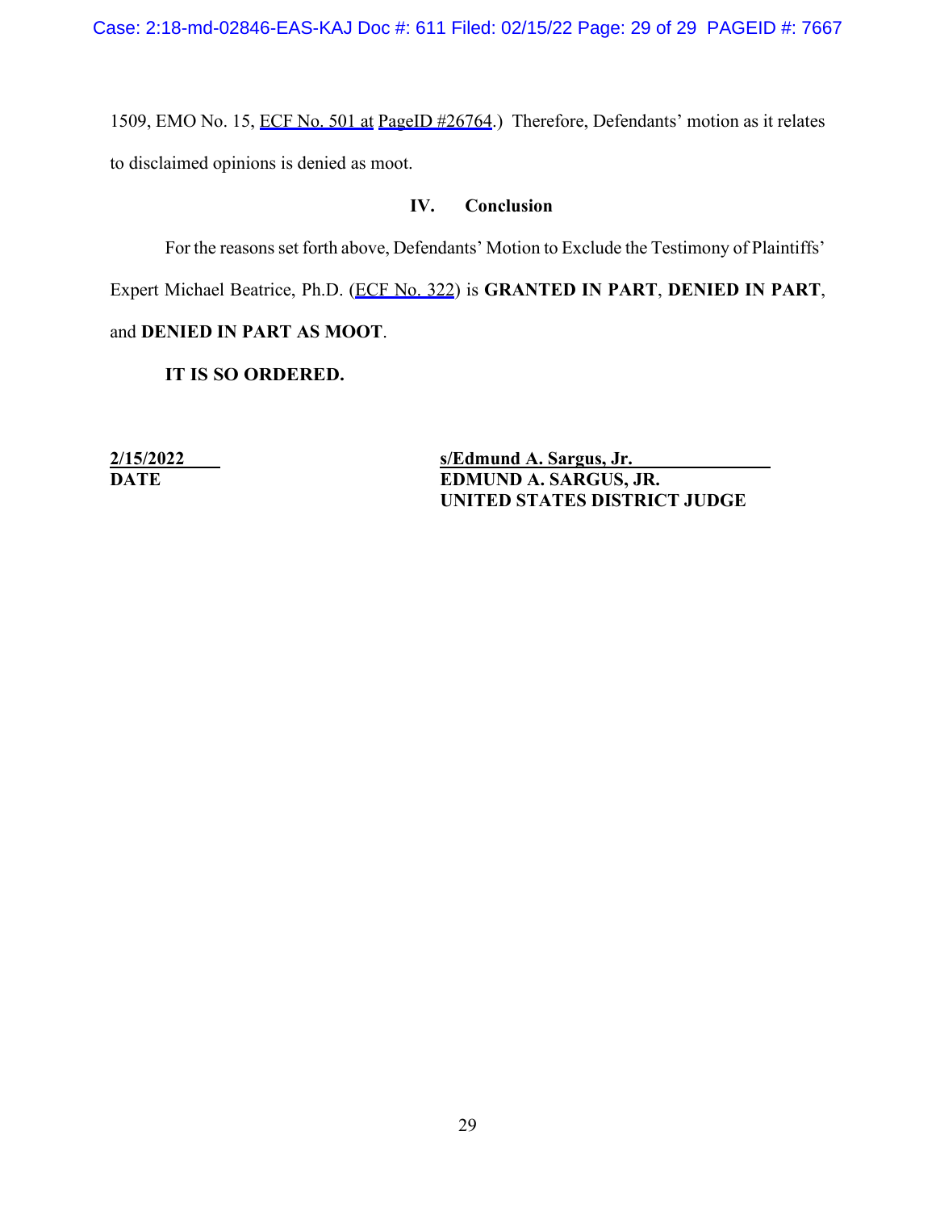1509, EMO No. 15, ECF No. 501 at PageID #26764.) Therefore, Defendants' motion as it relates to disclaimed opinions is denied as moot.

## IV. Conclusion

For the reasons set forth above, Defendants' Motion to Exclude the Testimony of Plaintiffs' Expert Michael Beatrice, Ph.D. (ECF No. 322) is **GRANTED IN PART**, **DENIED IN PART**, and **DENIED IN PART AS MOOT**.

**IT IS SO ORDERED.**

**2/15/2022**
**DATE**

**s/Edmund A. Sargus, Jr.**
**EDMUND A. SARGUS, JR.**
**UNITED STATES DISTRICT JUDGE**